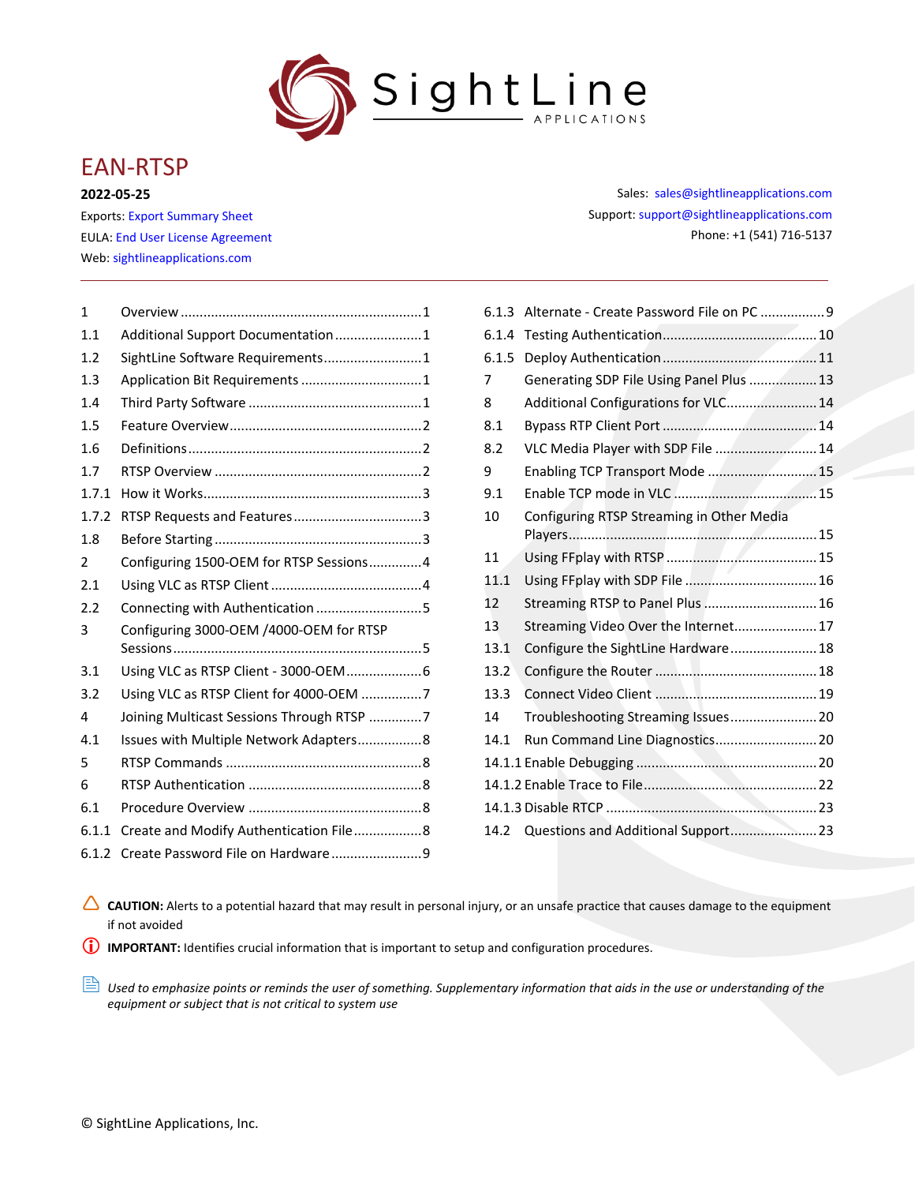# EAN-RTSP

**2022-05-25**

Exports: Export Summary Sheet
EULA: End User License Agreement
Web: sightlineapplications.com

Sales: sales@sightlineapplications.com
Support: support@sightlineapplications.com
Phone: +1 (541) 716-5137

1 Overview ......1
1.1 Additional Support Documentation ......1
1.2 SightLine Software Requirements ......1
1.3 Application Bit Requirements ......1
1.4 Third Party Software ......1
1.5 Feature Overview ......2
1.6 Definitions ......2
1.7 RTSP Overview ......2
1.7.1 How it Works ......3
1.7.2 RTSP Requests and Features ......3
1.8 Before Starting ......3
2 Configuring 1500-OEM for RTSP Sessions ......4
2.1 Using VLC as RTSP Client ......4
2.2 Connecting with Authentication ......5
3 Configuring 3000-OEM /4000-OEM for RTSP Sessions ......5
3.1 Using VLC as RTSP Client - 3000-OEM ......6
3.2 Using VLC as RTSP Client for 4000-OEM ......7
4 Joining Multicast Sessions Through RTSP ......7
4.1 Issues with Multiple Network Adapters ......8
5 RTSP Commands ......8
6 RTSP Authentication ......8
6.1 Procedure Overview ......8
6.1.1 Create and Modify Authentication File ......8
6.1.2 Create Password File on Hardware ......9
6.1.3 Alternate - Create Password File on PC ......9
6.1.4 Testing Authentication ......10
6.1.5 Deploy Authentication ......11
7 Generating SDP File Using Panel Plus ......13
8 Additional Configurations for VLC ......14
8.1 Bypass RTP Client Port ......14
8.2 VLC Media Player with SDP File ......14
9 Enabling TCP Transport Mode ......15
9.1 Enable TCP mode in VLC ......15
10 Configuring RTSP Streaming in Other Media Players ......15
11 Using FFplay with RTSP ......15
11.1 Using FFplay with SDP File ......16
12 Streaming RTSP to Panel Plus ......16
13 Streaming Video Over the Internet ......17
13.1 Configure the SightLine Hardware ......18
13.2 Configure the Router ......18
13.3 Connect Video Client ......19
14 Troubleshooting Streaming Issues ......20
14.1 Run Command Line Diagnostics ......20
14.1.1 Enable Debugging ......20
14.1.2 Enable Trace to File ......22
14.1.3 Disable RTCP ......23
14.2 Questions and Additional Support ......23

**CAUTION:** Alerts to a potential hazard that may result in personal injury, or an unsafe practice that causes damage to the equipment if not avoided

**IMPORTANT:** Identifies crucial information that is important to setup and configuration procedures.

*Used to emphasize points or reminds the user of something. Supplementary information that aids in the use or understanding of the equipment or subject that is not critical to system use*

© SightLine Applications, Inc.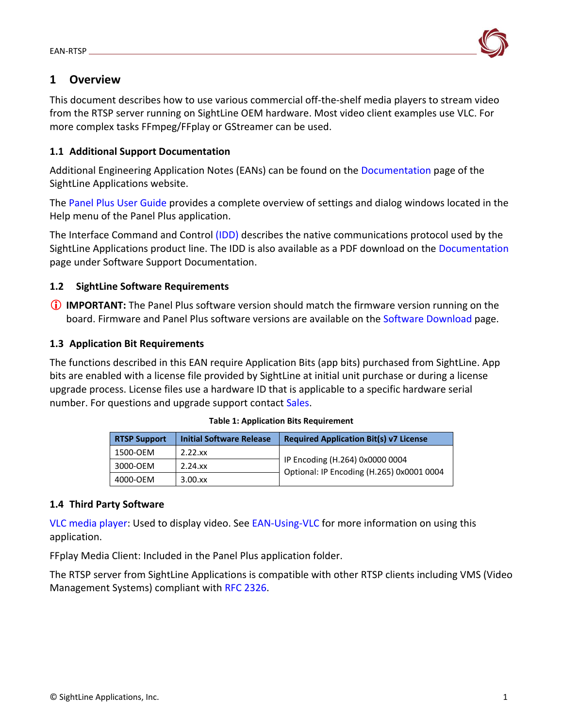# 1 Overview

This document describes how to use various commercial off-the-shelf media players to stream video from the RTSP server running on SightLine OEM hardware. Most video client examples use VLC. For more complex tasks FFmpeg/FFplay or GStreamer can be used.

## 1.1 Additional Support Documentation

Additional Engineering Application Notes (EANs) can be found on the Documentation page of the SightLine Applications website.

The Panel Plus User Guide provides a complete overview of settings and dialog windows located in the Help menu of the Panel Plus application.

The Interface Command and Control (IDD) describes the native communications protocol used by the SightLine Applications product line. The IDD is also available as a PDF download on the Documentation page under Software Support Documentation.

## 1.2 SightLine Software Requirements

**IMPORTANT:** The Panel Plus software version should match the firmware version running on the board. Firmware and Panel Plus software versions are available on the Software Download page.

## 1.3 Application Bit Requirements

The functions described in this EAN require Application Bits (app bits) purchased from SightLine. App bits are enabled with a license file provided by SightLine at initial unit purchase or during a license upgrade process. License files use a hardware ID that is applicable to a specific hardware serial number. For questions and upgrade support contact Sales.

**Table 1: Application Bits Requirement**

| RTSP Support | Initial Software Release | Required Application Bit(s) v7 License |
|---|---|---|
| 1500-OEM | 2.22.xx | IP Encoding (H.264) 0x0000 0004<br>Optional: IP Encoding (H.265) 0x0001 0004 |
| 3000-OEM | 2.24.xx | |
| 4000-OEM | 3.00.xx | |

## 1.4 Third Party Software

VLC media player: Used to display video. See EAN-Using-VLC for more information on using this application.

FFplay Media Client: Included in the Panel Plus application folder.

The RTSP server from SightLine Applications is compatible with other RTSP clients including VMS (Video Management Systems) compliant with RFC 2326.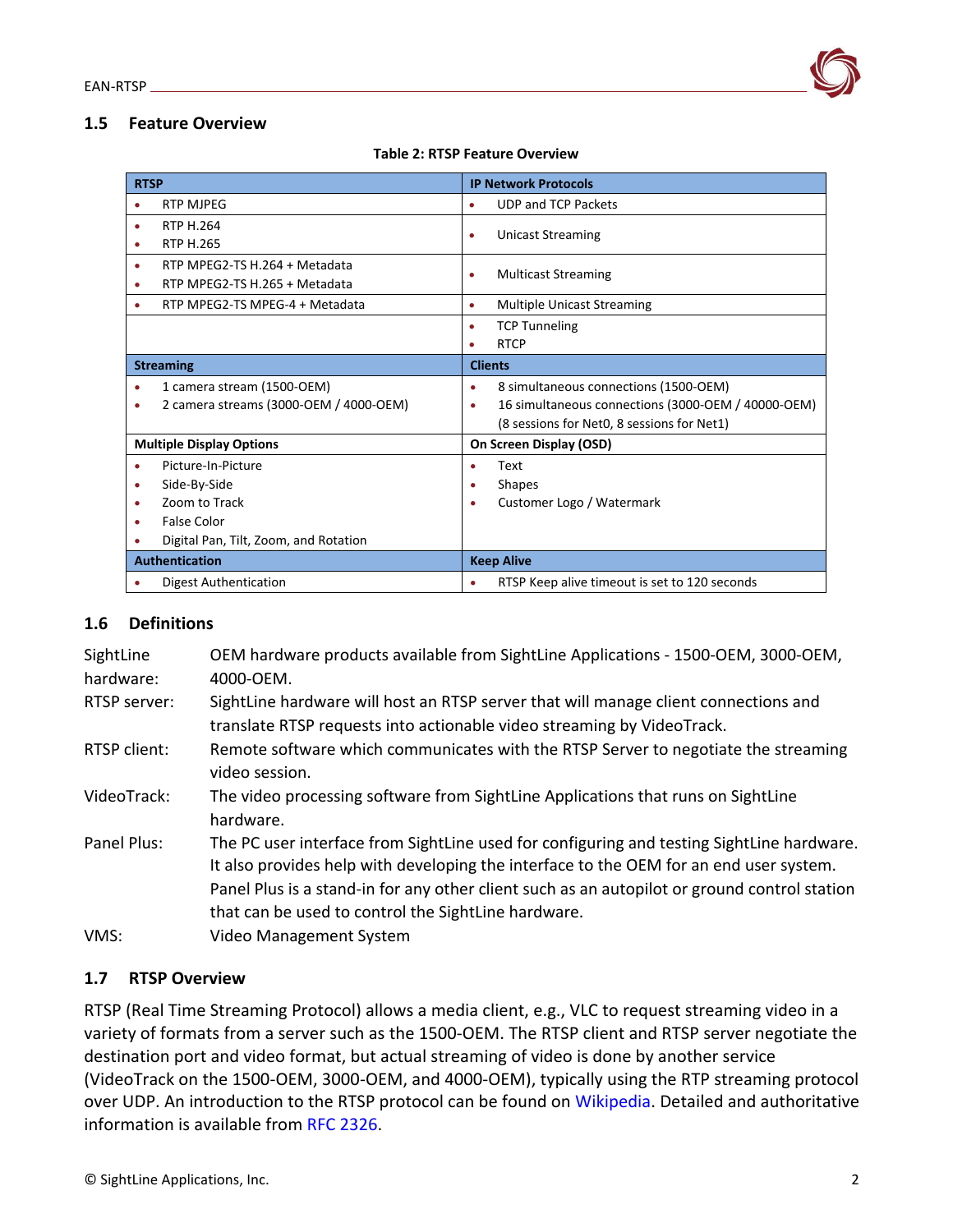## 1.5 Feature Overview

**Table 2: RTSP Feature Overview**

| RTSP | IP Network Protocols |
|---|---|
| • RTP MJPEG | • UDP and TCP Packets |
| • RTP H.264<br>• RTP H.265 | • Unicast Streaming |
| • RTP MPEG2-TS H.264 + Metadata<br>• RTP MPEG2-TS H.265 + Metadata | • Multicast Streaming |
| • RTP MPEG2-TS MPEG-4 + Metadata | • Multiple Unicast Streaming |
| | • TCP Tunneling<br>• RTCP |
| **Streaming** | **Clients** |
| • 1 camera stream (1500-OEM)<br>• 2 camera streams (3000-OEM / 4000-OEM) | • 8 simultaneous connections (1500-OEM)<br>• 16 simultaneous connections (3000-OEM / 40000-OEM) (8 sessions for Net0, 8 sessions for Net1) |
| **Multiple Display Options** | **On Screen Display (OSD)** |
| • Picture-In-Picture<br>• Side-By-Side<br>• Zoom to Track<br>• False Color<br>• Digital Pan, Tilt, Zoom, and Rotation | • Text<br>• Shapes<br>• Customer Logo / Watermark |
| **Authentication** | **Keep Alive** |
| • Digest Authentication | • RTSP Keep alive timeout is set to 120 seconds |

## 1.6 Definitions

| | |
|---|---|
| SightLine hardware: | OEM hardware products available from SightLine Applications - 1500-OEM, 3000-OEM, 4000-OEM. |
| RTSP server: | SightLine hardware will host an RTSP server that will manage client connections and translate RTSP requests into actionable video streaming by VideoTrack. |
| RTSP client: | Remote software which communicates with the RTSP Server to negotiate the streaming video session. |
| VideoTrack: | The video processing software from SightLine Applications that runs on SightLine hardware. |
| Panel Plus: | The PC user interface from SightLine used for configuring and testing SightLine hardware. It also provides help with developing the interface to the OEM for an end user system. Panel Plus is a stand-in for any other client such as an autopilot or ground control station that can be used to control the SightLine hardware. |
| VMS: | Video Management System |

## 1.7 RTSP Overview

RTSP (Real Time Streaming Protocol) allows a media client, e.g., VLC to request streaming video in a variety of formats from a server such as the 1500-OEM. The RTSP client and RTSP server negotiate the destination port and video format, but actual streaming of video is done by another service (VideoTrack on the 1500-OEM, 3000-OEM, and 4000-OEM), typically using the RTP streaming protocol over UDP. An introduction to the RTSP protocol can be found on Wikipedia. Detailed and authoritative information is available from RFC 2326.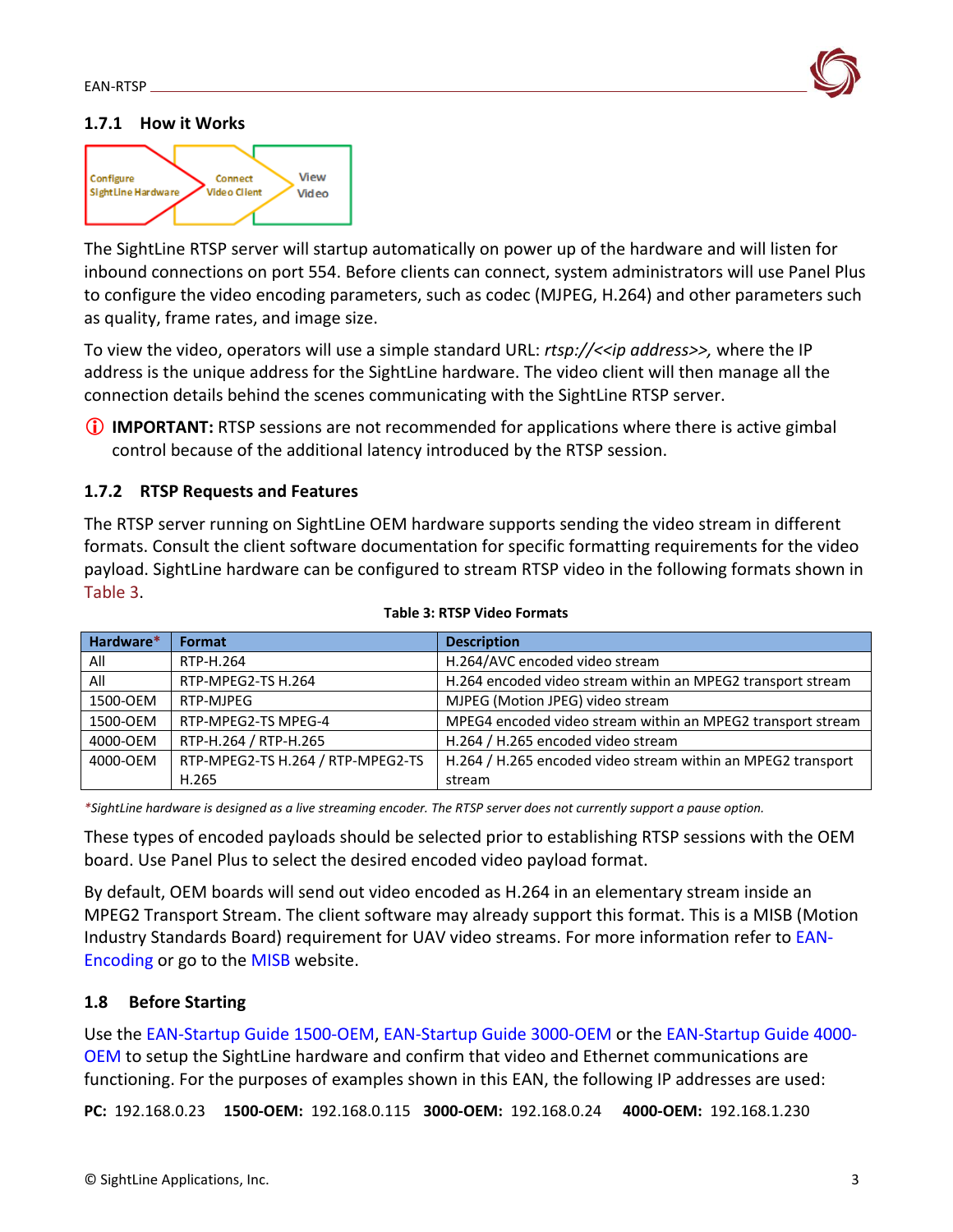### 1.7.1 How it Works

Configure SightLine Hardware → Connect Video Client → View Video

The SightLine RTSP server will startup automatically on power up of the hardware and will listen for inbound connections on port 554. Before clients can connect, system administrators will use Panel Plus to configure the video encoding parameters, such as codec (MJPEG, H.264) and other parameters such as quality, frame rates, and image size.

To view the video, operators will use a simple standard URL: *rtsp://<<ip address>>,* where the IP address is the unique address for the SightLine hardware. The video client will then manage all the connection details behind the scenes communicating with the SightLine RTSP server.

ⓘ **IMPORTANT:** RTSP sessions are not recommended for applications where there is active gimbal control because of the additional latency introduced by the RTSP session.

### 1.7.2 RTSP Requests and Features

The RTSP server running on SightLine OEM hardware supports sending the video stream in different formats. Consult the client software documentation for specific formatting requirements for the video payload. SightLine hardware can be configured to stream RTSP video in the following formats shown in Table 3.

**Table 3: RTSP Video Formats**

| Hardware* | Format | Description |
|---|---|---|
| All | RTP-H.264 | H.264/AVC encoded video stream |
| All | RTP-MPEG2-TS H.264 | H.264 encoded video stream within an MPEG2 transport stream |
| 1500-OEM | RTP-MJPEG | MJPEG (Motion JPEG) video stream |
| 1500-OEM | RTP-MPEG2-TS MPEG-4 | MPEG4 encoded video stream within an MPEG2 transport stream |
| 4000-OEM | RTP-H.264 / RTP-H.265 | H.264 / H.265 encoded video stream |
| 4000-OEM | RTP-MPEG2-TS H.264 / RTP-MPEG2-TS H.265 | H.264 / H.265 encoded video stream within an MPEG2 transport stream |

*\*SightLine hardware is designed as a live streaming encoder. The RTSP server does not currently support a pause option.*

These types of encoded payloads should be selected prior to establishing RTSP sessions with the OEM board. Use Panel Plus to select the desired encoded video payload format.

By default, OEM boards will send out video encoded as H.264 in an elementary stream inside an MPEG2 Transport Stream. The client software may already support this format. This is a MISB (Motion Industry Standards Board) requirement for UAV video streams. For more information refer to EAN-Encoding or go to the MISB website.

## 1.8 Before Starting

Use the EAN-Startup Guide 1500-OEM, EAN-Startup Guide 3000-OEM or the EAN-Startup Guide 4000-OEM to setup the SightLine hardware and confirm that video and Ethernet communications are functioning. For the purposes of examples shown in this EAN, the following IP addresses are used:

**PC:** 192.168.0.23 **1500-OEM:** 192.168.0.115 **3000-OEM:** 192.168.0.24 **4000-OEM:** 192.168.1.230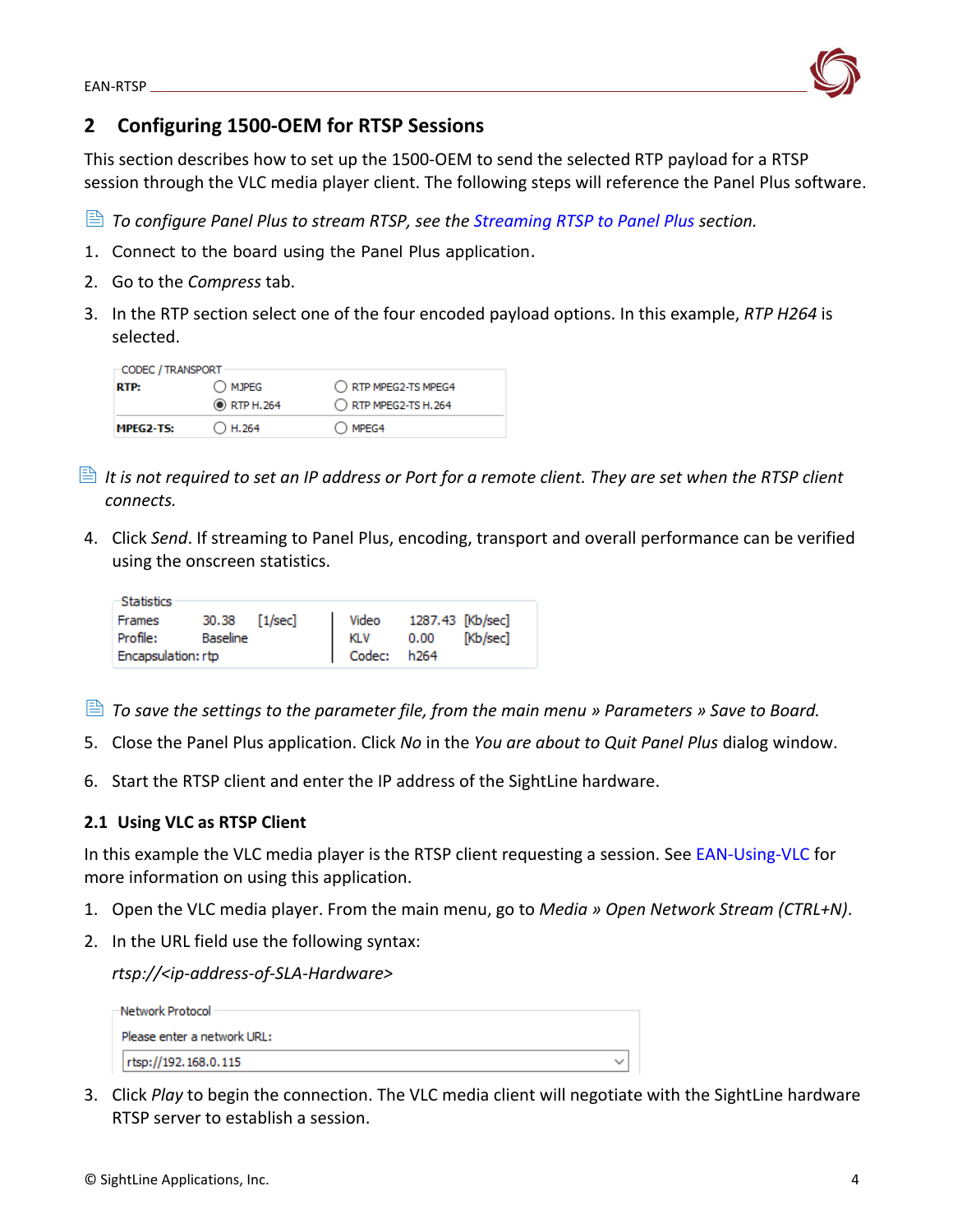## 2 Configuring 1500-OEM for RTSP Sessions

This section describes how to set up the 1500-OEM to send the selected RTP payload for a RTSP session through the VLC media player client. The following steps will reference the Panel Plus software.

*To configure Panel Plus to stream RTSP, see the Streaming RTSP to Panel Plus section.*

1. Connect to the board using the Panel Plus application.
2. Go to the *Compress* tab.
3. In the RTP section select one of the four encoded payload options. In this example, *RTP H264* is selected.

| CODEC / TRANSPORT | | |
|---|---|---|
| RTP: | ○ MJPEG | ○ RTP MPEG2-TS MPEG4 |
| | ◉ RTP H.264 | ○ RTP MPEG2-TS H.264 |
| MPEG2-TS: | ○ H.264 | ○ MPEG4 |

*It is not required to set an IP address or Port for a remote client. They are set when the RTSP client connects.*

4. Click *Send*. If streaming to Panel Plus, encoding, transport and overall performance can be verified using the onscreen statistics.

| Statistics | | | | | |
|---|---|---|---|---|---|
| Frames | 30.38 | [1/sec] | Video | 1287.43 | [Kb/sec] |
| Profile: | Baseline | | KLV | 0.00 | [Kb/sec] |
| Encapsulation: | rtp | | Codec: | h264 | |

*To save the settings to the parameter file, from the main menu » Parameters » Save to Board.*

5. Close the Panel Plus application. Click *No* in the *You are about to Quit Panel Plus* dialog window.
6. Start the RTSP client and enter the IP address of the SightLine hardware.

### 2.1 Using VLC as RTSP Client

In this example the VLC media player is the RTSP client requesting a session. See EAN-Using-VLC for more information on using this application.

1. Open the VLC media player. From the main menu, go to *Media » Open Network Stream (CTRL+N)*.
2. In the URL field use the following syntax:

   *rtsp://<ip-address-of-SLA-Hardware>*

   Network Protocol

   Please enter a network URL:

   rtsp://192.168.0.115

3. Click *Play* to begin the connection. The VLC media client will negotiate with the SightLine hardware RTSP server to establish a session.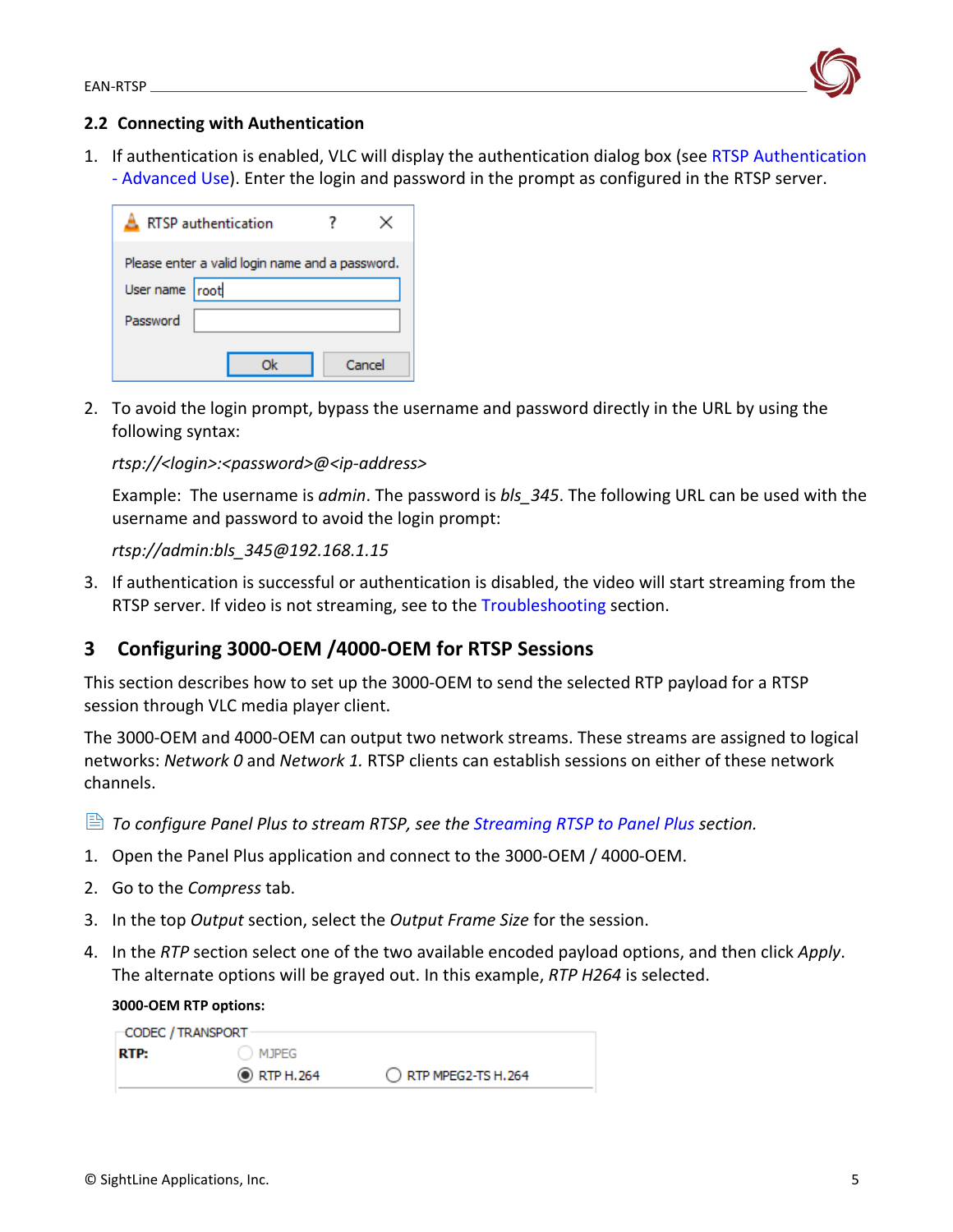### 2.2 Connecting with Authentication

1. If authentication is enabled, VLC will display the authentication dialog box (see RTSP Authentication - Advanced Use). Enter the login and password in the prompt as configured in the RTSP server.

2. To avoid the login prompt, bypass the username and password directly in the URL by using the following syntax:

   *rtsp://<login>:<password>@<ip-address>*

   Example: The username is *admin*. The password is *bls_345*. The following URL can be used with the username and password to avoid the login prompt:

   *rtsp://admin:bls_345@192.168.1.15*

3. If authentication is successful or authentication is disabled, the video will start streaming from the RTSP server. If video is not streaming, see to the Troubleshooting section.

## 3 Configuring 3000-OEM /4000-OEM for RTSP Sessions

This section describes how to set up the 3000-OEM to send the selected RTP payload for a RTSP session through VLC media player client.

The 3000-OEM and 4000-OEM can output two network streams. These streams are assigned to logical networks: *Network 0* and *Network 1.* RTSP clients can establish sessions on either of these network channels.

*To configure Panel Plus to stream RTSP, see the Streaming RTSP to Panel Plus section.*

1. Open the Panel Plus application and connect to the 3000-OEM / 4000-OEM.
2. Go to the *Compress* tab.
3. In the top *Output* section, select the *Output Frame Size* for the session.
4. In the *RTP* section select one of the two available encoded payload options, and then click *Apply*. The alternate options will be grayed out. In this example, *RTP H264* is selected.

**3000-OEM RTP options:**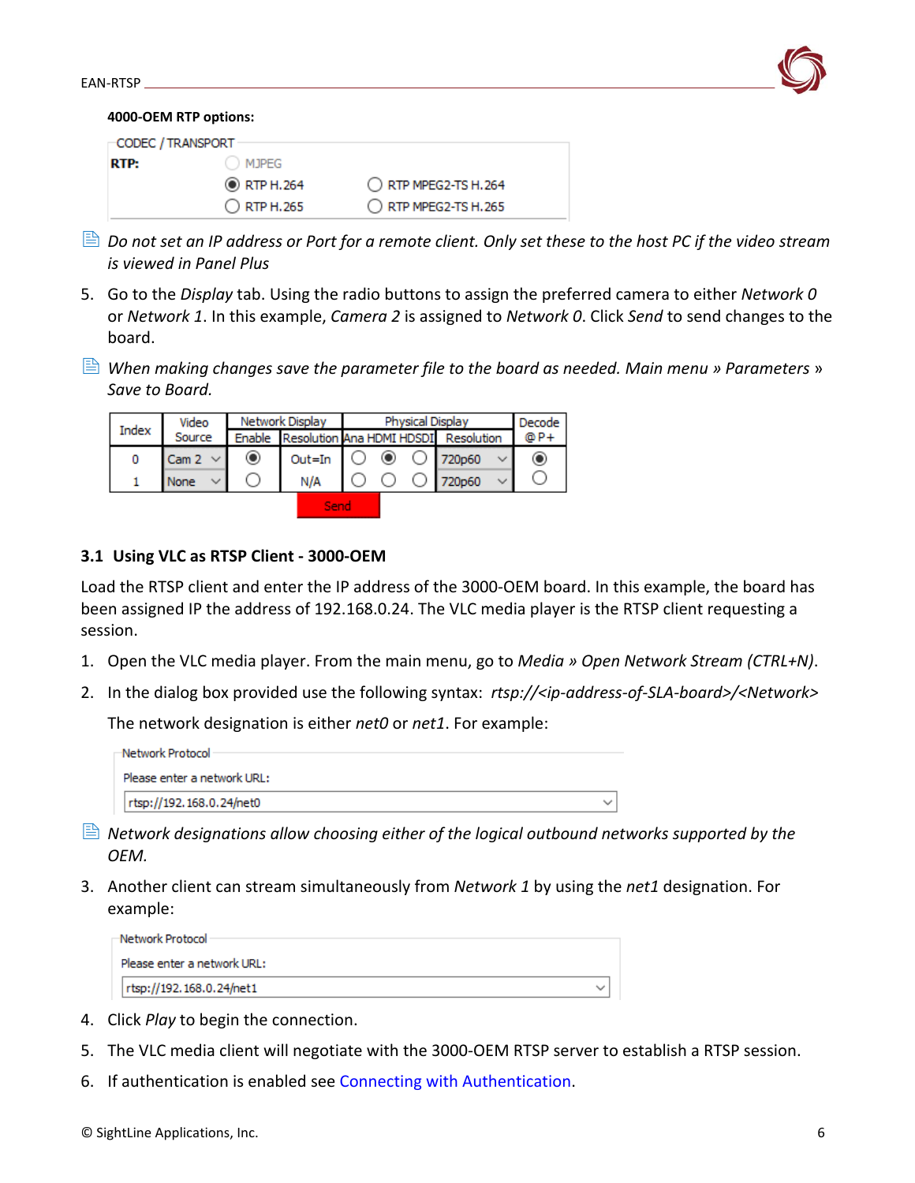**4000-OEM RTP options:**

CODEC / TRANSPORT

**RTP:**
- ○ MJPEG
- ◉ RTP H.264
- ○ RTP MPEG2-TS H.264
- ○ RTP H.265
- ○ RTP MPEG2-TS H.265

*Do not set an IP address or Port for a remote client. Only set these to the host PC if the video stream is viewed in Panel Plus*

5. Go to the *Display* tab. Using the radio buttons to assign the preferred camera to either *Network 0* or *Network 1*. In this example, *Camera 2* is assigned to *Network 0*. Click *Send* to send changes to the board.

*When making changes save the parameter file to the board as needed. Main menu » Parameters » Save to Board.*

| Index | Video Source | Network Display | | Physical Display | | | | Decode @P+ |
|---|---|---|---|---|---|---|---|---|
| | | Enable | Resolution | Ana | HDMI | HDSDI | Resolution | |
| 0 | Cam 2 | ◉ | Out=In | ○ | ◉ | ○ | 720p60 | ◉ |
| 1 | None | ○ | N/A | ○ | ○ | ○ | 720p60 | ○ |

Send

## 3.1 Using VLC as RTSP Client - 3000-OEM

Load the RTSP client and enter the IP address of the 3000-OEM board. In this example, the board has been assigned IP the address of 192.168.0.24. The VLC media player is the RTSP client requesting a session.

1. Open the VLC media player. From the main menu, go to *Media » Open Network Stream (CTRL+N)*.
2. In the dialog box provided use the following syntax: *rtsp://<ip-address-of-SLA-board>/<Network>*

   The network designation is either *net0* or *net1*. For example:

   Network Protocol
   Please enter a network URL:
   rtsp://192.168.0.24/net0

*Network designations allow choosing either of the logical outbound networks supported by the OEM.*

3. Another client can stream simultaneously from *Network 1* by using the *net1* designation. For example:

   Network Protocol
   Please enter a network URL:
   rtsp://192.168.0.24/net1

4. Click *Play* to begin the connection.
5. The VLC media client will negotiate with the 3000-OEM RTSP server to establish a RTSP session.
6. If authentication is enabled see Connecting with Authentication.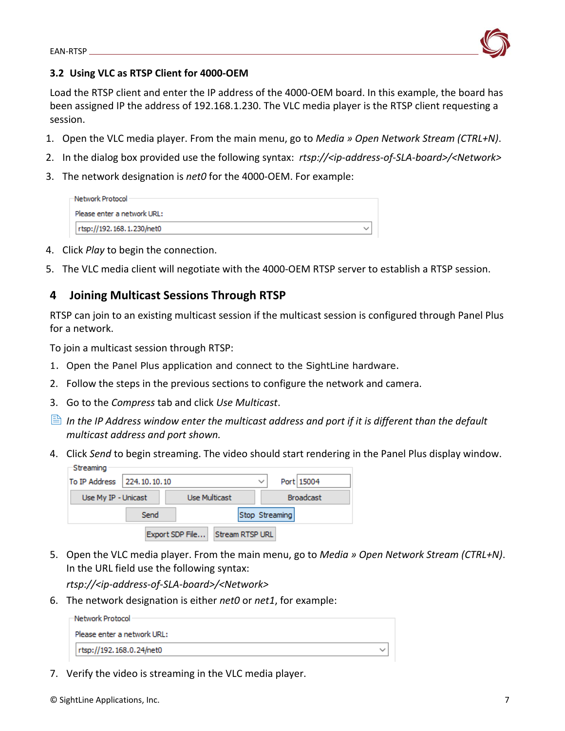### 3.2 Using VLC as RTSP Client for 4000-OEM

Load the RTSP client and enter the IP address of the 4000-OEM board. In this example, the board has been assigned IP the address of 192.168.1.230. The VLC media player is the RTSP client requesting a session.

1. Open the VLC media player. From the main menu, go to *Media » Open Network Stream (CTRL+N)*.
2. In the dialog box provided use the following syntax: *rtsp://<ip-address-of-SLA-board>/<Network>*
3. The network designation is *net0* for the 4000-OEM. For example:

Network Protocol

Please enter a network URL:

rtsp://192.168.1.230/net0

4. Click *Play* to begin the connection.
5. The VLC media client will negotiate with the 4000-OEM RTSP server to establish a RTSP session.

# 4 Joining Multicast Sessions Through RTSP

RTSP can join to an existing multicast session if the multicast session is configured through Panel Plus for a network.

To join a multicast session through RTSP:

1. Open the Panel Plus application and connect to the SightLine hardware.
2. Follow the steps in the previous sections to configure the network and camera.
3. Go to the *Compress* tab and click *Use Multicast*.

*In the IP Address window enter the multicast address and port if it is different than the default multicast address and port shown.*

4. Click *Send* to begin streaming. The video should start rendering in the Panel Plus display window.

Streaming

To IP Address 224.10.10.10 Port 15004

Use My IP - Unicast | Use Multicast | Broadcast

Send | Stop Streaming

Export SDP File... | Stream RTSP URL

5. Open the VLC media player. From the main menu, go to *Media » Open Network Stream (CTRL+N)*. In the URL field use the following syntax:

   *rtsp://<ip-address-of-SLA-board>/<Network>*

6. The network designation is either *net0* or *net1*, for example:

Network Protocol

Please enter a network URL:

rtsp://192.168.0.24/net0

7. Verify the video is streaming in the VLC media player.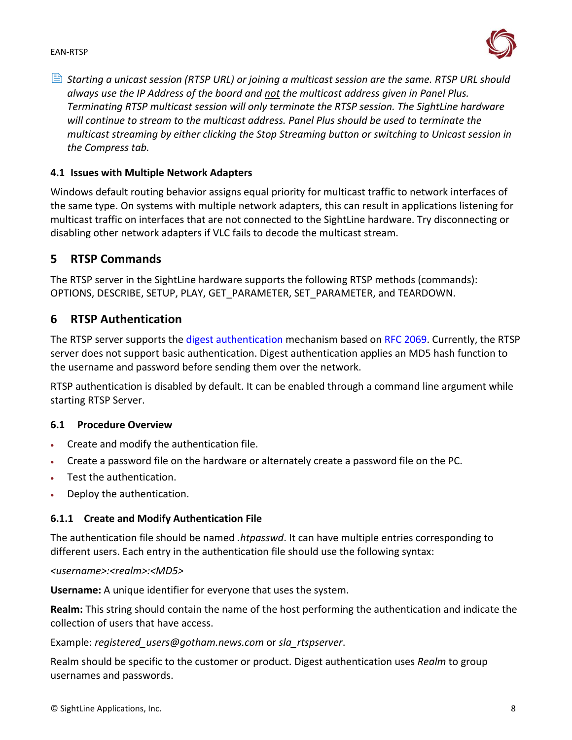*Starting a unicast session (RTSP URL) or joining a multicast session are the same. RTSP URL should always use the IP Address of the board and not the multicast address given in Panel Plus. Terminating RTSP multicast session will only terminate the RTSP session. The SightLine hardware will continue to stream to the multicast address. Panel Plus should be used to terminate the multicast streaming by either clicking the Stop Streaming button or switching to Unicast session in the Compress tab.*

### 4.1 Issues with Multiple Network Adapters

Windows default routing behavior assigns equal priority for multicast traffic to network interfaces of the same type. On systems with multiple network adapters, this can result in applications listening for multicast traffic on interfaces that are not connected to the SightLine hardware. Try disconnecting or disabling other network adapters if VLC fails to decode the multicast stream.

## 5 RTSP Commands

The RTSP server in the SightLine hardware supports the following RTSP methods (commands): OPTIONS, DESCRIBE, SETUP, PLAY, GET_PARAMETER, SET_PARAMETER, and TEARDOWN.

## 6 RTSP Authentication

The RTSP server supports the digest authentication mechanism based on RFC 2069. Currently, the RTSP server does not support basic authentication. Digest authentication applies an MD5 hash function to the username and password before sending them over the network.

RTSP authentication is disabled by default. It can be enabled through a command line argument while starting RTSP Server.

### 6.1 Procedure Overview

- Create and modify the authentication file.
- Create a password file on the hardware or alternately create a password file on the PC.
- Test the authentication.
- Deploy the authentication.

#### 6.1.1 Create and Modify Authentication File

The authentication file should be named *.htpasswd*. It can have multiple entries corresponding to different users. Each entry in the authentication file should use the following syntax:

*<username>:<realm>:<MD5>*

**Username:** A unique identifier for everyone that uses the system.

**Realm:** This string should contain the name of the host performing the authentication and indicate the collection of users that have access.

Example: *registered_users@gotham.news.com* or *sla_rtspserver*.

Realm should be specific to the customer or product. Digest authentication uses *Realm* to group usernames and passwords.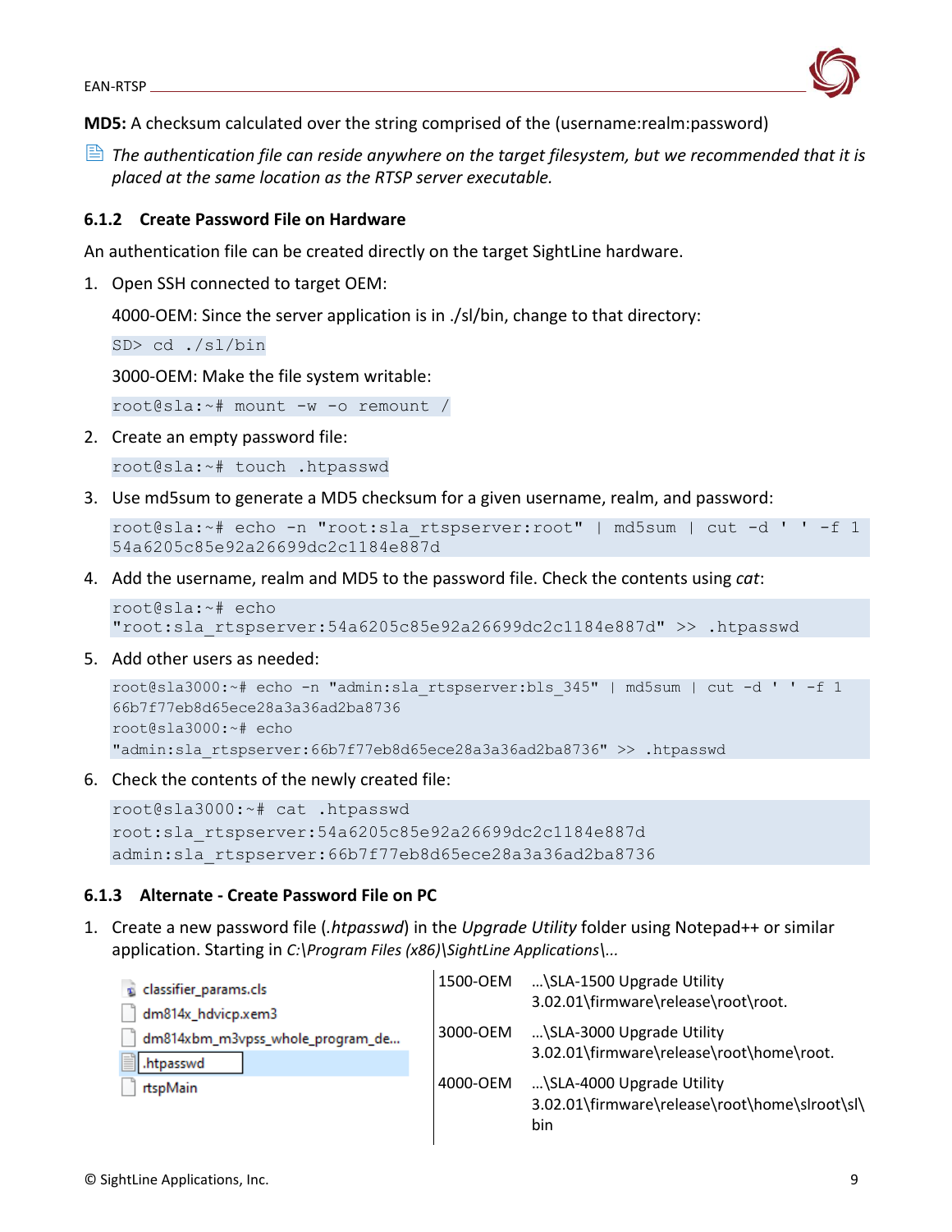**MD5:** A checksum calculated over the string comprised of the (username:realm:password)

*The authentication file can reside anywhere on the target filesystem, but we recommended that it is placed at the same location as the RTSP server executable.*

### 6.1.2 Create Password File on Hardware

An authentication file can be created directly on the target SightLine hardware.

1. Open SSH connected to target OEM:

   4000-OEM: Since the server application is in ./sl/bin, change to that directory:

   ```
   SD> cd ./sl/bin
   ```

   3000-OEM: Make the file system writable:

   ```
   root@sla:~# mount -w -o remount /
   ```

2. Create an empty password file:

   ```
   root@sla:~# touch .htpasswd
   ```

3. Use md5sum to generate a MD5 checksum for a given username, realm, and password:

   ```
   root@sla:~# echo -n "root:sla_rtspserver:root" | md5sum | cut -d ' ' -f 1
   54a6205c85e92a26699dc2c1184e887d
   ```

4. Add the username, realm and MD5 to the password file. Check the contents using *cat*:

   ```
   root@sla:~# echo
   "root:sla_rtspserver:54a6205c85e92a26699dc2c1184e887d" >> .htpasswd
   ```

5. Add other users as needed:

   ```
   root@sla3000:~# echo -n "admin:sla_rtspserver:bls_345" | md5sum | cut -d ' ' -f 1
   66b7f77eb8d65ece28a3a36ad2ba8736
   root@sla3000:~# echo
   "admin:sla_rtspserver:66b7f77eb8d65ece28a3a36ad2ba8736" >> .htpasswd
   ```

6. Check the contents of the newly created file:

   ```
   root@sla3000:~# cat .htpasswd
   root:sla_rtspserver:54a6205c85e92a26699dc2c1184e887d
   admin:sla_rtspserver:66b7f77eb8d65ece28a3a36ad2ba8736
   ```

### 6.1.3 Alternate - Create Password File on PC

1. Create a new password file (*.htpasswd*) in the *Upgrade Utility* folder using Notepad++ or similar application. Starting in *C:\Program Files (x86)\SightLine Applications\...*

   - classifier_params.cls
   - dm814x_hdvicp.xem3
   - dm814xbm_m3vpss_whole_program_de...
   - .htpasswd
   - rtspMain

| | |
|---|---|
| 1500-OEM | ...\SLA-1500 Upgrade Utility 3.02.01\firmware\release\root\root. |
| 3000-OEM | ...\SLA-3000 Upgrade Utility 3.02.01\firmware\release\root\home\root. |
| 4000-OEM | ...\SLA-4000 Upgrade Utility 3.02.01\firmware\release\root\home\slroot\sl\bin |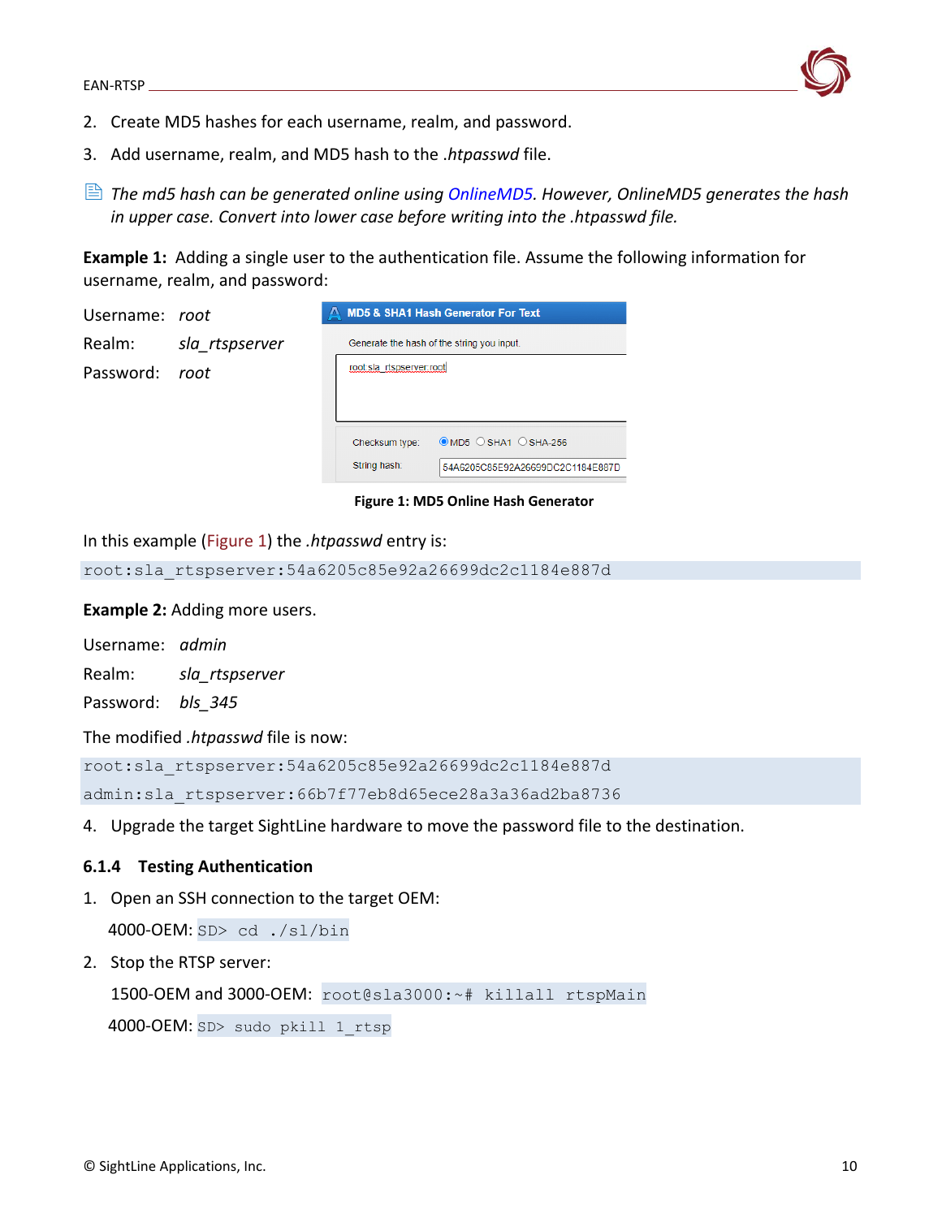2. Create MD5 hashes for each username, realm, and password.
3. Add username, realm, and MD5 hash to the *.htpasswd* file.

*The md5 hash can be generated online using OnlineMD5. However, OnlineMD5 generates the hash in upper case. Convert into lower case before writing into the .htpasswd file.*

**Example 1:** Adding a single user to the authentication file. Assume the following information for username, realm, and password:

Username: *root*

Realm: *sla_rtspserver*

Password: *root*

**Figure 1: MD5 Online Hash Generator**

In this example (Figure 1) the *.htpasswd* entry is:

```
root:sla_rtspserver:54a6205c85e92a26699dc2c1184e887d
```

**Example 2:** Adding more users.

Username: *admin*

Realm: *sla_rtspserver*

Password: *bls_345*

The modified *.htpasswd* file is now:

```
root:sla_rtspserver:54a6205c85e92a26699dc2c1184e887d
admin:sla_rtspserver:66b7f77eb8d65ece28a3a36ad2ba8736
```

4. Upgrade the target SightLine hardware to move the password file to the destination.

### 6.1.4 Testing Authentication

1. Open an SSH connection to the target OEM:

   4000-OEM: `SD> cd ./sl/bin`

2. Stop the RTSP server:

   1500-OEM and 3000-OEM: `root@sla3000:~# killall rtspMain`

   4000-OEM: `SD> sudo pkill l_rtsp`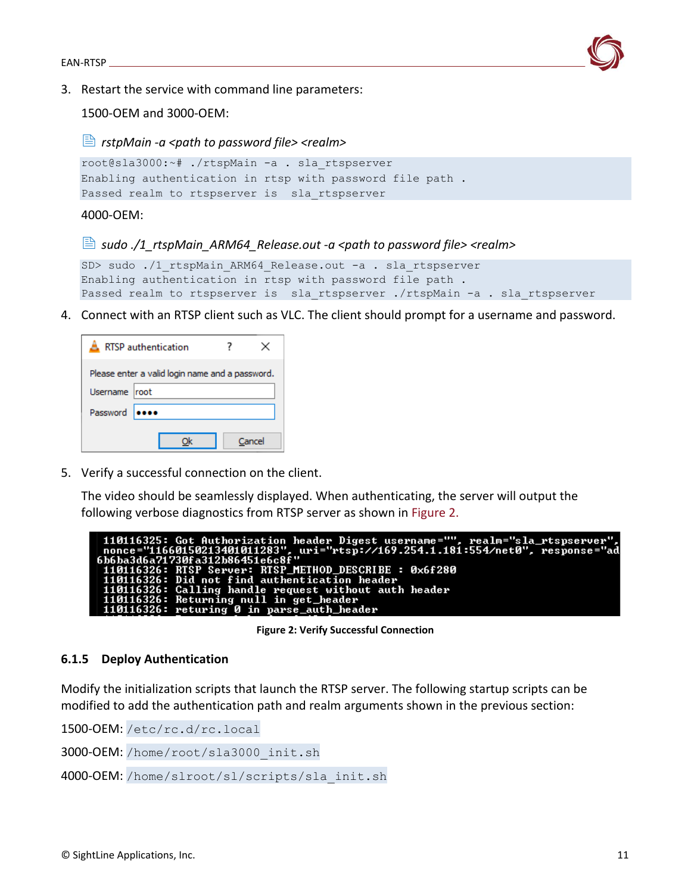3. Restart the service with command line parameters:

   1500-OEM and 3000-OEM:

   *rstpMain -a <path to password file> <realm>*

```
root@sla3000:~# ./rtspMain -a . sla_rtspserver
Enabling authentication in rtsp with password file path .
Passed realm to rtspserver is  sla_rtspserver
```

   4000-OEM:

   *sudo ./1_rtspMain_ARM64_Release.out -a <path to password file> <realm>*

```
SD> sudo ./1_rtspMain_ARM64_Release.out -a . sla_rtspserver
Enabling authentication in rtsp with password file path .
Passed realm to rtspserver is  sla_rtspserver ./rtspMain -a . sla_rtspserver
```

4. Connect with an RTSP client such as VLC. The client should prompt for a username and password.

```
RTSP authentication
Please enter a valid login name and a password.
Username  root
Password  ••••
Ok   Cancel
```

5. Verify a successful connection on the client.

   The video should be seamlessly displayed. When authenticating, the server will output the following verbose diagnostics from RTSP server as shown in Figure 2.

```
 110116325: Got Authorization header Digest username="", realm="sla_rtspserver",
 nonce="11660150213401011283", uri="rtsp://169.254.1.181:554/net0", response="ad
6b6ba3d6a71730fa312b86451e6c8f"
 110116326: RTSP Server: RTSP_METHOD_DESCRIBE : 0x6f280
 110116326: Did not find authentication header
 110116326: Calling handle request without auth header
 110116326: Returning null in get_header
 110116326: returing 0 in parse_auth_header
```

**Figure 2: Verify Successful Connection**

### 6.1.5 Deploy Authentication

Modify the initialization scripts that launch the RTSP server. The following startup scripts can be modified to add the authentication path and realm arguments shown in the previous section:

1500-OEM: `/etc/rc.d/rc.local`

3000-OEM: `/home/root/sla3000_init.sh`

4000-OEM: `/home/slroot/sl/scripts/sla_init.sh`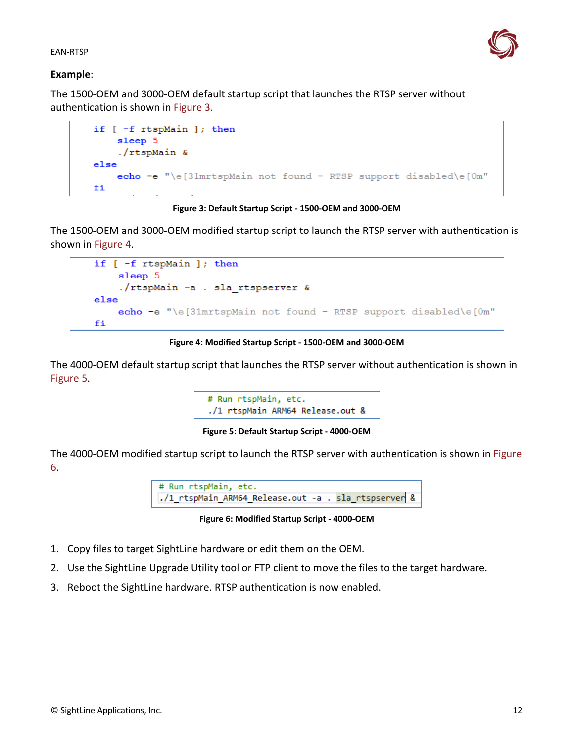**Example**:

The 1500-OEM and 3000-OEM default startup script that launches the RTSP server without authentication is shown in Figure 3.

```
if [ -f rtspMain ]; then
     sleep 5
     ./rtspMain &
else
     echo -e "\e[31mrtspMain not found - RTSP support disabled\e[0m"
fi
```

**Figure 3: Default Startup Script - 1500-OEM and 3000-OEM**

The 1500-OEM and 3000-OEM modified startup script to launch the RTSP server with authentication is shown in Figure 4.

```
if [ -f rtspMain ]; then
     sleep 5
     ./rtspMain -a . sla_rtspserver &
else
     echo -e "\e[31mrtspMain not found - RTSP support disabled\e[0m"
fi
```

**Figure 4: Modified Startup Script - 1500-OEM and 3000-OEM**

The 4000-OEM default startup script that launches the RTSP server without authentication is shown in Figure 5.

```
# Run rtspMain, etc.
./1_rtspMain_ARM64_Release.out &
```

**Figure 5: Default Startup Script - 4000-OEM**

The 4000-OEM modified startup script to launch the RTSP server with authentication is shown in Figure 6.

```
# Run rtspMain, etc.
./1_rtspMain_ARM64_Release.out -a . sla_rtspserver &
```

**Figure 6: Modified Startup Script - 4000-OEM**

1. Copy files to target SightLine hardware or edit them on the OEM.
2. Use the SightLine Upgrade Utility tool or FTP client to move the files to the target hardware.
3. Reboot the SightLine hardware. RTSP authentication is now enabled.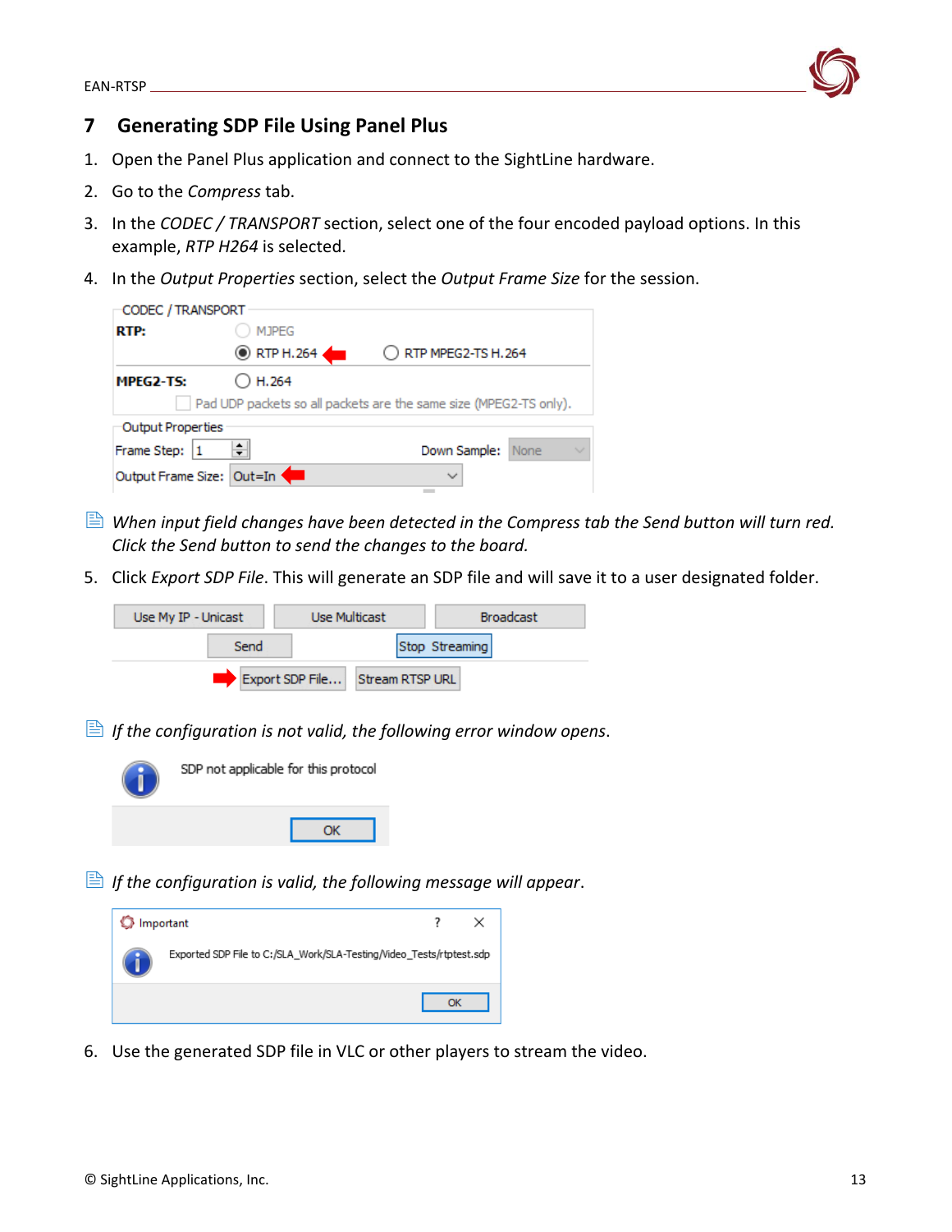# 7 Generating SDP File Using Panel Plus

1. Open the Panel Plus application and connect to the SightLine hardware.
2. Go to the *Compress* tab.
3. In the *CODEC / TRANSPORT* section, select one of the four encoded payload options. In this example, *RTP H264* is selected.
4. In the *Output Properties* section, select the *Output Frame Size* for the session.

*When input field changes have been detected in the Compress tab the Send button will turn red. Click the Send button to send the changes to the board.*

5. Click *Export SDP File*. This will generate an SDP file and will save it to a user designated folder.

*If the configuration is not valid, the following error window opens.*

*If the configuration is valid, the following message will appear.*

6. Use the generated SDP file in VLC or other players to stream the video.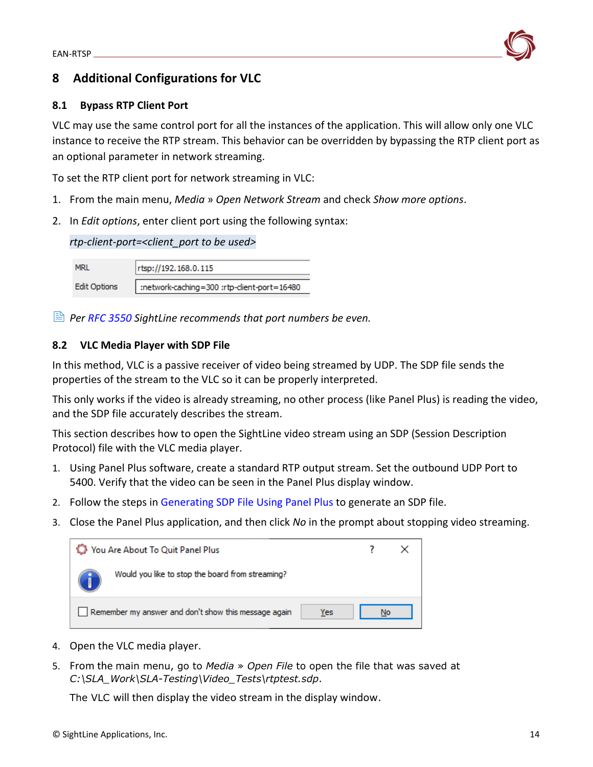# 8 Additional Configurations for VLC

## 8.1 Bypass RTP Client Port

VLC may use the same control port for all the instances of the application. This will allow only one VLC instance to receive the RTP stream. This behavior can be overridden by bypassing the RTP client port as an optional parameter in network streaming.

To set the RTP client port for network streaming in VLC:

1. From the main menu, *Media* » *Open Network Stream* and check *Show more options*.
2. In *Edit options*, enter client port using the following syntax:

   *rtp-client-port=<client_port to be used>*

| MRL | rtsp://192.168.0.115 |
|---|---|
| Edit Options | :network-caching=300 :rtp-client-port=16480 |

*Per RFC 3550 SightLine recommends that port numbers be even.*

## 8.2 VLC Media Player with SDP File

In this method, VLC is a passive receiver of video being streamed by UDP. The SDP file sends the properties of the stream to the VLC so it can be properly interpreted.

This only works if the video is already streaming, no other process (like Panel Plus) is reading the video, and the SDP file accurately describes the stream.

This section describes how to open the SightLine video stream using an SDP (Session Description Protocol) file with the VLC media player.

1. Using Panel Plus software, create a standard RTP output stream. Set the outbound UDP Port to 5400. Verify that the video can be seen in the Panel Plus display window.
2. Follow the steps in Generating SDP File Using Panel Plus to generate an SDP file.
3. Close the Panel Plus application, and then click *No* in the prompt about stopping video streaming.

   You Are About To Quit Panel Plus

   Would you like to stop the board from streaming?

   Remember my answer and don't show this message again — Yes — No

4. Open the VLC media player.
5. From the main menu, go to *Media* » *Open File* to open the file that was saved at *C:\SLA_Work\SLA-Testing\Video_Tests\rtptest.sdp*.

   The VLC will then display the video stream in the display window.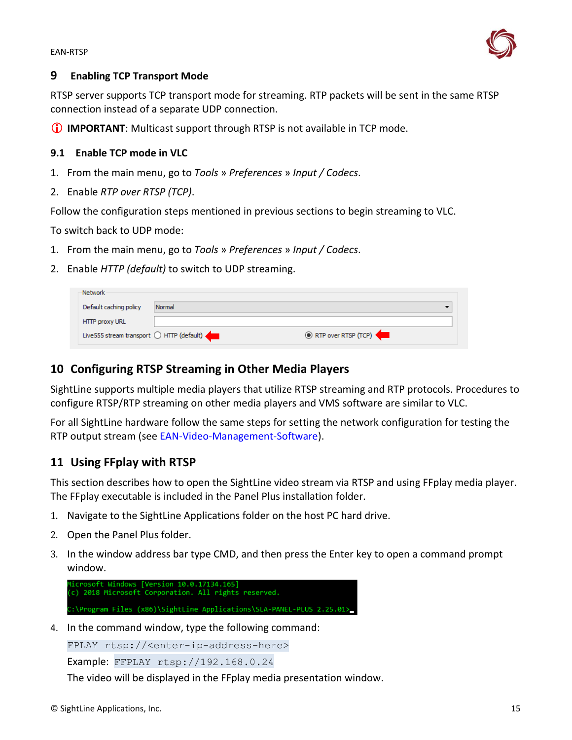## 9 Enabling TCP Transport Mode

RTSP server supports TCP transport mode for streaming. RTP packets will be sent in the same RTSP connection instead of a separate UDP connection.

ⓘ **IMPORTANT**: Multicast support through RTSP is not available in TCP mode.

### 9.1 Enable TCP mode in VLC

1. From the main menu, go to *Tools* » *Preferences* » *Input / Codecs*.
2. Enable *RTP over RTSP (TCP)*.

Follow the configuration steps mentioned in previous sections to begin streaming to VLC.

To switch back to UDP mode:

1. From the main menu, go to *Tools* » *Preferences* » *Input / Codecs*.
2. Enable *HTTP (default)* to switch to UDP streaming.

| Network | | |
|---|---|---|
| Default caching policy | Normal | |
| HTTP proxy URL | | |
| Live555 stream transport | ○ HTTP (default) | ◉ RTP over RTSP (TCP) |

## 10 Configuring RTSP Streaming in Other Media Players

SightLine supports multiple media players that utilize RTSP streaming and RTP protocols. Procedures to configure RTSP/RTP streaming on other media players and VMS software are similar to VLC.

For all SightLine hardware follow the same steps for setting the network configuration for testing the RTP output stream (see EAN-Video-Management-Software).

## 11 Using FFplay with RTSP

This section describes how to open the SightLine video stream via RTSP and using FFplay media player. The FFplay executable is included in the Panel Plus installation folder.

1. Navigate to the SightLine Applications folder on the host PC hard drive.
2. Open the Panel Plus folder.
3. In the window address bar type CMD, and then press the Enter key to open a command prompt window.

```
Microsoft Windows [Version 10.0.17134.165]
(c) 2018 Microsoft Corporation. All rights reserved.

C:\Program Files (x86)\SightLine Applications\SLA-PANEL-PLUS 2.25.01>
```

4. In the command window, type the following command:

   `FPLAY rtsp://<enter-ip-address-here>`

   Example: `FFPLAY rtsp://192.168.0.24`

   The video will be displayed in the FFplay media presentation window.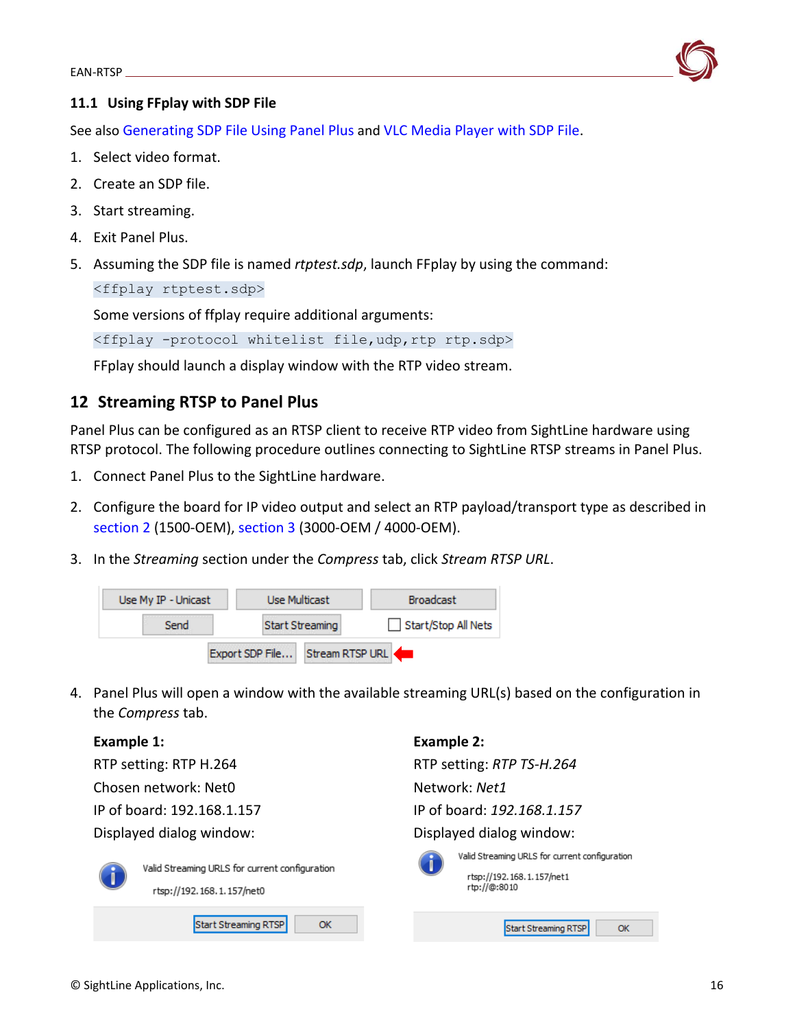### 11.1 Using FFplay with SDP File

See also Generating SDP File Using Panel Plus and VLC Media Player with SDP File.

1. Select video format.
2. Create an SDP file.
3. Start streaming.
4. Exit Panel Plus.
5. Assuming the SDP file is named *rtptest.sdp*, launch FFplay by using the command:

   `<ffplay rtptest.sdp>`

   Some versions of ffplay require additional arguments:

   `<ffplay -protocol whitelist file,udp,rtp rtp.sdp>`

   FFplay should launch a display window with the RTP video stream.

## 12 Streaming RTSP to Panel Plus

Panel Plus can be configured as an RTSP client to receive RTP video from SightLine hardware using RTSP protocol. The following procedure outlines connecting to SightLine RTSP streams in Panel Plus.

1. Connect Panel Plus to the SightLine hardware.
2. Configure the board for IP video output and select an RTP payload/transport type as described in section 2 (1500-OEM), section 3 (3000-OEM / 4000-OEM).
3. In the *Streaming* section under the *Compress* tab, click *Stream RTSP URL*.

   Use My IP - Unicast | Use Multicast | Broadcast
   Send | Start Streaming | Start/Stop All Nets
   Export SDP File... | Stream RTSP URL

4. Panel Plus will open a window with the available streaming URL(s) based on the configuration in the *Compress* tab.

**Example 1:**

RTP setting: RTP H.264

Chosen network: Net0

IP of board: 192.168.1.157

Displayed dialog window:

Valid Streaming URLS for current configuration

rtsp://192.168.1.157/net0

Start Streaming RTSP | OK

**Example 2:**

RTP setting: *RTP TS-H.264*

Network: *Net1*

IP of board: *192.168.1.157*

Displayed dialog window:

Valid Streaming URLS for current configuration

rtsp://192.168.1.157/net1
rtp://@:8010

Start Streaming RTSP | OK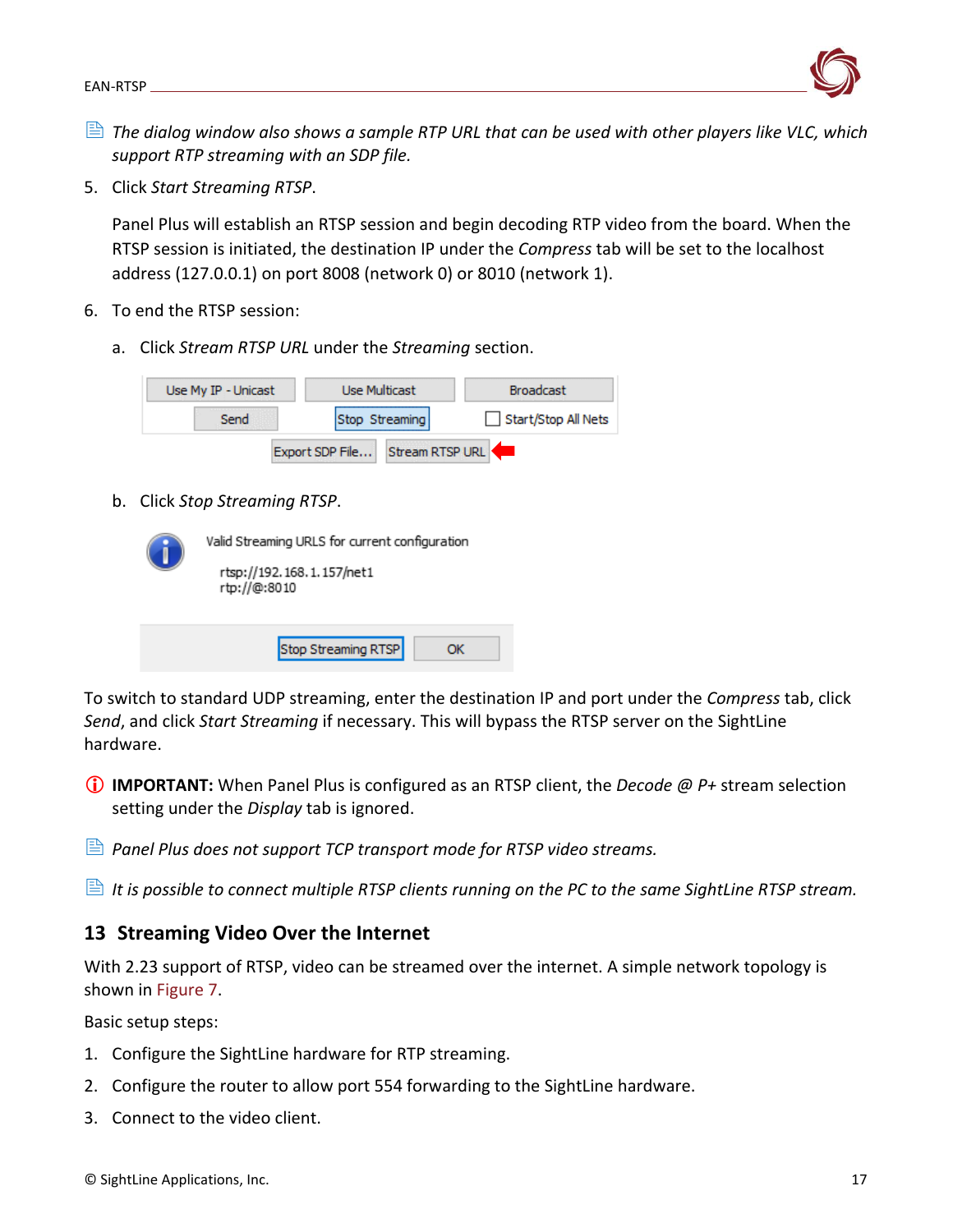The dialog window also shows a sample RTP URL that can be used with other players like VLC, which support RTP streaming with an SDP file.

5. Click *Start Streaming RTSP*.

   Panel Plus will establish an RTSP session and begin decoding RTP video from the board. When the RTSP session is initiated, the destination IP under the *Compress* tab will be set to the localhost address (127.0.0.1) on port 8008 (network 0) or 8010 (network 1).

6. To end the RTSP session:

   a. Click *Stream RTSP URL* under the *Streaming* section.

   b. Click *Stop Streaming RTSP*.

To switch to standard UDP streaming, enter the destination IP and port under the *Compress* tab, click *Send*, and click *Start Streaming* if necessary. This will bypass the RTSP server on the SightLine hardware.

**IMPORTANT:** When Panel Plus is configured as an RTSP client, the *Decode @ P+* stream selection setting under the *Display* tab is ignored.

*Panel Plus does not support TCP transport mode for RTSP video streams.*

*It is possible to connect multiple RTSP clients running on the PC to the same SightLine RTSP stream.*

## 13 Streaming Video Over the Internet

With 2.23 support of RTSP, video can be streamed over the internet. A simple network topology is shown in Figure 7.

Basic setup steps:

1. Configure the SightLine hardware for RTP streaming.
2. Configure the router to allow port 554 forwarding to the SightLine hardware.
3. Connect to the video client.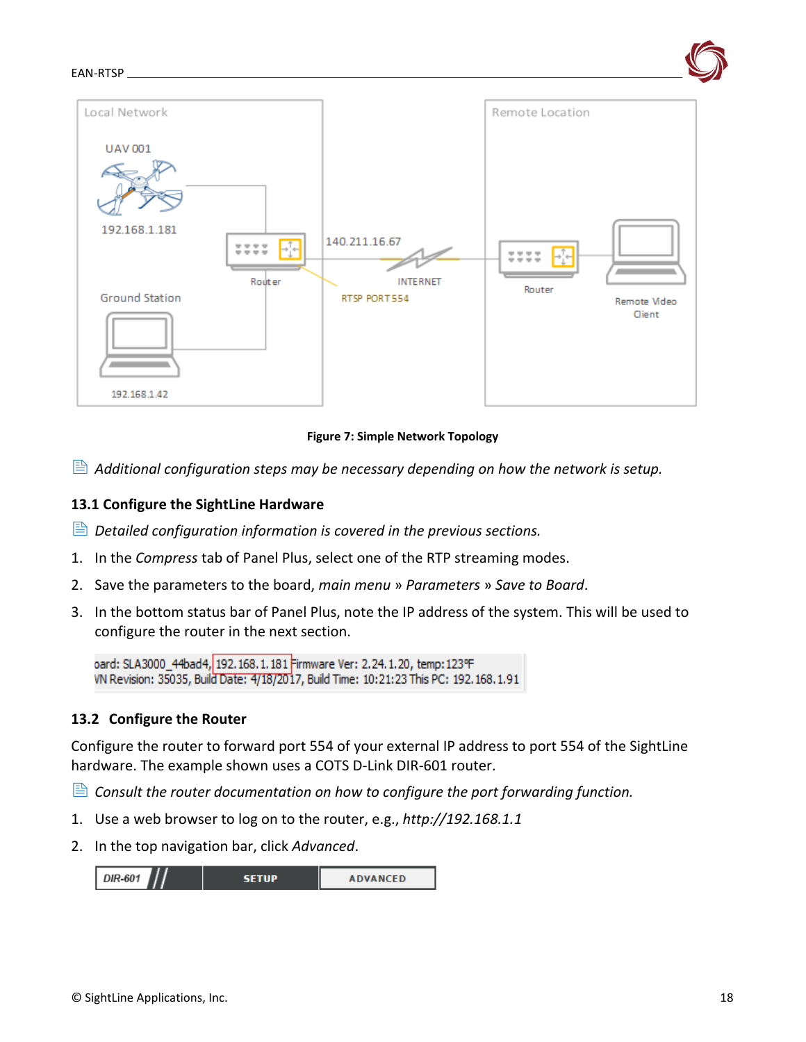Figure 7: Simple Network Topology

*Additional configuration steps may be necessary depending on how the network is setup.*

### 13.1 Configure the SightLine Hardware

*Detailed configuration information is covered in the previous sections.*

1. In the *Compress* tab of Panel Plus, select one of the RTP streaming modes.
2. Save the parameters to the board, *main menu* » *Parameters* » *Save to Board*.
3. In the bottom status bar of Panel Plus, note the IP address of the system. This will be used to configure the router in the next section.

### 13.2 Configure the Router

Configure the router to forward port 554 of your external IP address to port 554 of the SightLine hardware. The example shown uses a COTS D-Link DIR-601 router.

*Consult the router documentation on how to configure the port forwarding function.*

1. Use a web browser to log on to the router, e.g., *http://192.168.1.1*
2. In the top navigation bar, click *Advanced*.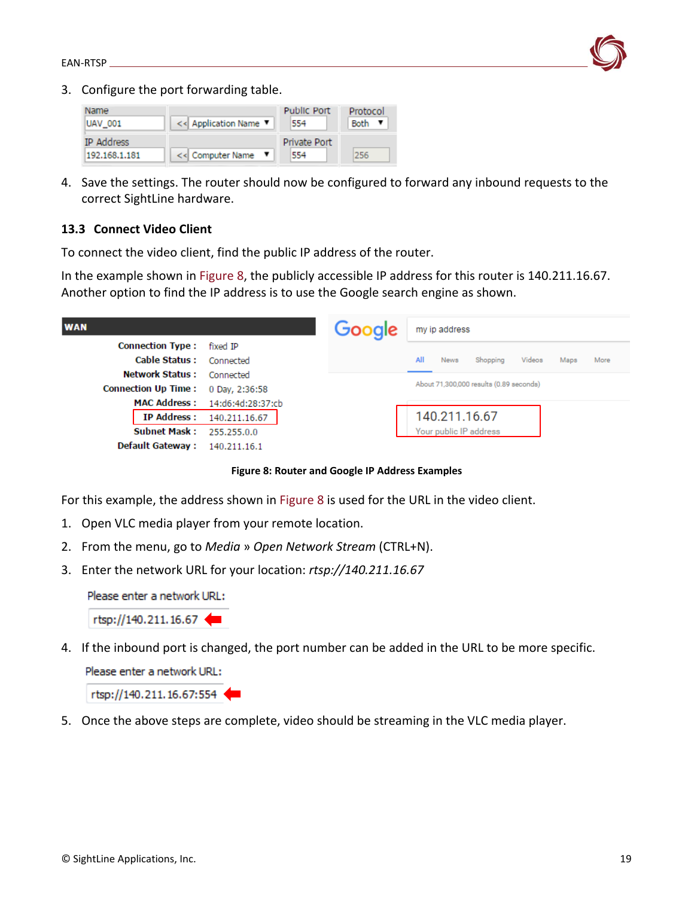3. Configure the port forwarding table.

| Name | | Public Port | Protocol |
|---|---|---|---|
| UAV_001 | << Application Name | 554 | Both |
| IP Address | | Private Port | |
| 192.168.1.181 | << Computer Name | 554 | 256 |

4. Save the settings. The router should now be configured to forward any inbound requests to the correct SightLine hardware.

### 13.3 Connect Video Client

To connect the video client, find the public IP address of the router.

In the example shown in Figure 8, the publicly accessible IP address for this router is 140.211.16.67. Another option to find the IP address is to use the Google search engine as shown.

| WAN | |
|---|---|
| Connection Type : | fixed IP |
| Cable Status : | Connected |
| Network Status : | Connected |
| Connection Up Time : | 0 Day, 2:36:58 |
| MAC Address : | 14:d6:4d:28:37:cb |
| IP Address : | 140.211.16.67 |
| Subnet Mask : | 255.255.0.0 |
| Default Gateway : | 140.211.16.1 |

Google: my ip address — About 71,300,000 results (0.89 seconds) — 140.211.16.67 Your public IP address

**Figure 8: Router and Google IP Address Examples**

For this example, the address shown in Figure 8 is used for the URL in the video client.

1. Open VLC media player from your remote location.
2. From the menu, go to *Media* » *Open Network Stream* (CTRL+N).
3. Enter the network URL for your location: *rtsp://140.211.16.67*

   Please enter a network URL:

   rtsp://140.211.16.67

4. If the inbound port is changed, the port number can be added in the URL to be more specific.

   Please enter a network URL:

   rtsp://140.211.16.67:554

5. Once the above steps are complete, video should be streaming in the VLC media player.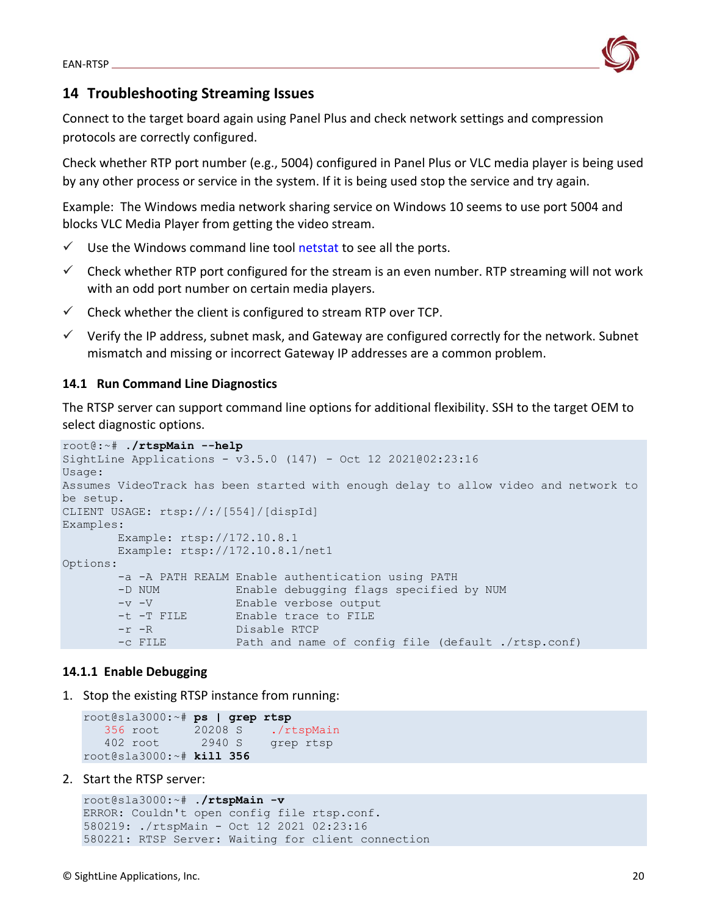## 14 Troubleshooting Streaming Issues

Connect to the target board again using Panel Plus and check network settings and compression protocols are correctly configured.

Check whether RTP port number (e.g., 5004) configured in Panel Plus or VLC media player is being used by any other process or service in the system. If it is being used stop the service and try again.

Example: The Windows media network sharing service on Windows 10 seems to use port 5004 and blocks VLC Media Player from getting the video stream.

- ✓ Use the Windows command line tool netstat to see all the ports.
- ✓ Check whether RTP port configured for the stream is an even number. RTP streaming will not work with an odd port number on certain media players.
- ✓ Check whether the client is configured to stream RTP over TCP.
- ✓ Verify the IP address, subnet mask, and Gateway are configured correctly for the network. Subnet mismatch and missing or incorrect Gateway IP addresses are a common problem.

### 14.1 Run Command Line Diagnostics

The RTSP server can support command line options for additional flexibility. SSH to the target OEM to select diagnostic options.

```
root@:~# ./rtspMain --help
SightLine Applications - v3.5.0 (147) - Oct 12 2021@02:23:16
Usage:
Assumes VideoTrack has been started with enough delay to allow video and network to
be setup.
CLIENT USAGE: rtsp://:/[554]/[dispId]
Examples:
        Example: rtsp://172.10.8.1
        Example: rtsp://172.10.8.1/net1
Options:
        -a -A PATH REALM Enable authentication using PATH
        -D NUM           Enable debugging flags specified by NUM
        -v -V            Enable verbose output
        -t -T FILE       Enable trace to FILE
        -r -R            Disable RTCP
        -c FILE          Path and name of config file (default ./rtsp.conf)
```

#### 14.1.1 Enable Debugging

1. Stop the existing RTSP instance from running:

```
root@sla3000:~# ps | grep rtsp
   356 root     20208 S    ./rtspMain
   402 root      2940 S    grep rtsp
root@sla3000:~# kill 356
```

2. Start the RTSP server:

```
root@sla3000:~# ./rtspMain -v
ERROR: Couldn't open config file rtsp.conf.
580219: ./rtspMain - Oct 12 2021 02:23:16
580221: RTSP Server: Waiting for client connection
```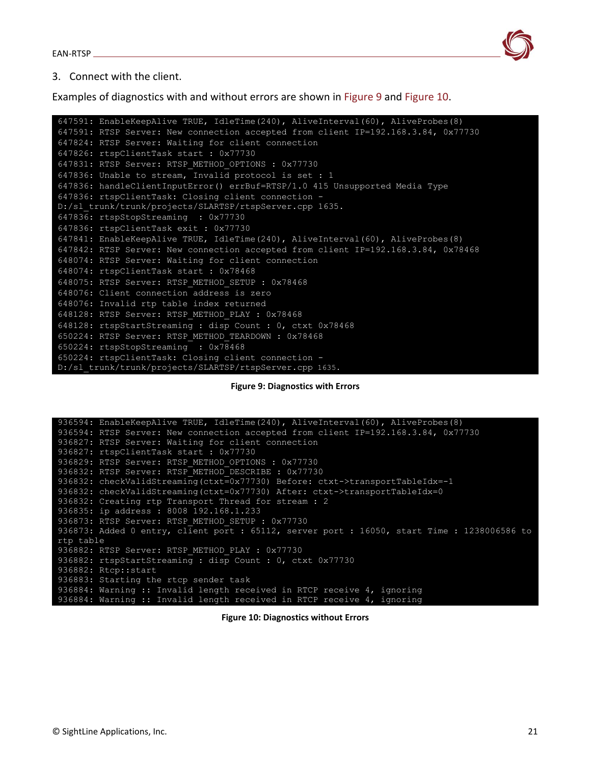3. Connect with the client.

Examples of diagnostics with and without errors are shown in Figure 9 and Figure 10.

```
647591: EnableKeepAlive TRUE, IdleTime(240), AliveInterval(60), AliveProbes(8)
647591: RTSP Server: New connection accepted from client IP=192.168.3.84, 0x77730
647824: RTSP Server: Waiting for client connection
647826: rtspClientTask start : 0x77730
647831: RTSP Server: RTSP_METHOD_OPTIONS : 0x77730
647836: Unable to stream, Invalid protocol is set : 1
647836: handleClientInputError() errBuf=RTSP/1.0 415 Unsupported Media Type
647836: rtspClientTask: Closing client connection -
D:/sl_trunk/trunk/projects/SLARTSP/rtspServer.cpp 1635.
647836: rtspStopStreaming  : 0x77730
647836: rtspClientTask exit : 0x77730
647841: EnableKeepAlive TRUE, IdleTime(240), AliveInterval(60), AliveProbes(8)
647842: RTSP Server: New connection accepted from client IP=192.168.3.84, 0x78468
648074: RTSP Server: Waiting for client connection
648074: rtspClientTask start : 0x78468
648075: RTSP Server: RTSP_METHOD_SETUP : 0x78468
648076: Client connection address is zero
648076: Invalid rtp table index returned
648128: RTSP Server: RTSP_METHOD_PLAY : 0x78468
648128: rtspStartStreaming : disp Count : 0, ctxt 0x78468
650224: RTSP Server: RTSP_METHOD_TEARDOWN : 0x78468
650224: rtspStopStreaming  : 0x78468
650224: rtspClientTask: Closing client connection -
D:/sl_trunk/trunk/projects/SLARTSP/rtspServer.cpp 1635.
```

**Figure 9: Diagnostics with Errors**

```
936594: EnableKeepAlive TRUE, IdleTime(240), AliveInterval(60), AliveProbes(8)
936594: RTSP Server: New connection accepted from client IP=192.168.3.84, 0x77730
936827: RTSP Server: Waiting for client connection
936827: rtspClientTask start : 0x77730
936829: RTSP Server: RTSP_METHOD_OPTIONS : 0x77730
936832: RTSP Server: RTSP_METHOD_DESCRIBE : 0x77730
936832: checkValidStreaming(ctxt=0x77730) Before: ctxt->transportTableIdx=-1
936832: checkValidStreaming(ctxt=0x77730) After: ctxt->transportTableIdx=0
936832: Creating rtp Transport Thread for stream : 2
936835: ip address : 8008 192.168.1.233
936873: RTSP Server: RTSP_METHOD_SETUP : 0x77730
936873: Added 0 entry, client port : 65112, server port : 16050, start Time : 1238006586 to
rtp table
936882: RTSP Server: RTSP_METHOD_PLAY : 0x77730
936882: rtspStartStreaming : disp Count : 0, ctxt 0x77730
936882: Rtcp::start
936883: Starting the rtcp sender task
936884: Warning :: Invalid length received in RTCP receive 4, ignoring
936884: Warning :: Invalid length received in RTCP receive 4, ignoring
```

**Figure 10: Diagnostics without Errors**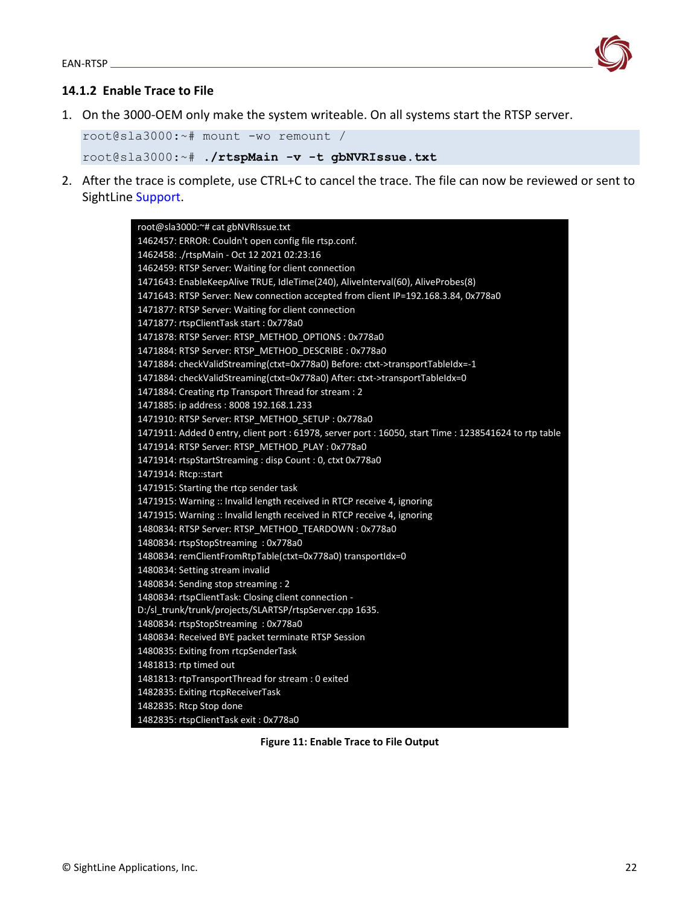### 14.1.2 Enable Trace to File

1. On the 3000-OEM only make the system writeable. On all systems start the RTSP server.

```
root@sla3000:~# mount -wo remount /
root@sla3000:~# ./rtspMain -v -t gbNVRIssue.txt
```

2. After the trace is complete, use CTRL+C to cancel the trace. The file can now be reviewed or sent to SightLine Support.

```
root@sla3000:~# cat gbNVRIssue.txt
1462457: ERROR: Couldn't open config file rtsp.conf.
1462458: ./rtspMain - Oct 12 2021 02:23:16
1462459: RTSP Server: Waiting for client connection
1471643: EnableKeepAlive TRUE, IdleTime(240), AliveInterval(60), AliveProbes(8)
1471643: RTSP Server: New connection accepted from client IP=192.168.3.84, 0x778a0
1471877: RTSP Server: Waiting for client connection
1471877: rtspClientTask start : 0x778a0
1471878: RTSP Server: RTSP_METHOD_OPTIONS : 0x778a0
1471884: RTSP Server: RTSP_METHOD_DESCRIBE : 0x778a0
1471884: checkValidStreaming(ctxt=0x778a0) Before: ctxt->transportTableIdx=-1
1471884: checkValidStreaming(ctxt=0x778a0) After: ctxt->transportTableIdx=0
1471884: Creating rtp Transport Thread for stream : 2
1471885: ip address : 8008 192.168.1.233
1471910: RTSP Server: RTSP_METHOD_SETUP : 0x778a0
1471911: Added 0 entry, client port : 61978, server port : 16050, start Time : 1238541624 to rtp table
1471914: RTSP Server: RTSP_METHOD_PLAY : 0x778a0
1471914: rtspStartStreaming : disp Count : 0, ctxt 0x778a0
1471914: Rtcp::start
1471915: Starting the rtcp sender task
1471915: Warning :: Invalid length received in RTCP receive 4, ignoring
1471915: Warning :: Invalid length received in RTCP receive 4, ignoring
1480834: RTSP Server: RTSP_METHOD_TEARDOWN : 0x778a0
1480834: rtspStopStreaming  : 0x778a0
1480834: remClientFromRtpTable(ctxt=0x778a0) transportIdx=0
1480834: Setting stream invalid
1480834: Sending stop streaming : 2
1480834: rtspClientTask: Closing client connection -
D:/sl_trunk/trunk/projects/SLARTSP/rtspServer.cpp 1635.
1480834: rtspStopStreaming  : 0x778a0
1480834: Received BYE packet terminate RTSP Session
1480835: Exiting from rtcpSenderTask
1481813: rtp timed out
1481813: rtpTransportThread for stream : 0 exited
1482835: Exiting rtcpReceiverTask
1482835: Rtcp Stop done
1482835: rtspClientTask exit : 0x778a0
```

**Figure 11: Enable Trace to File Output**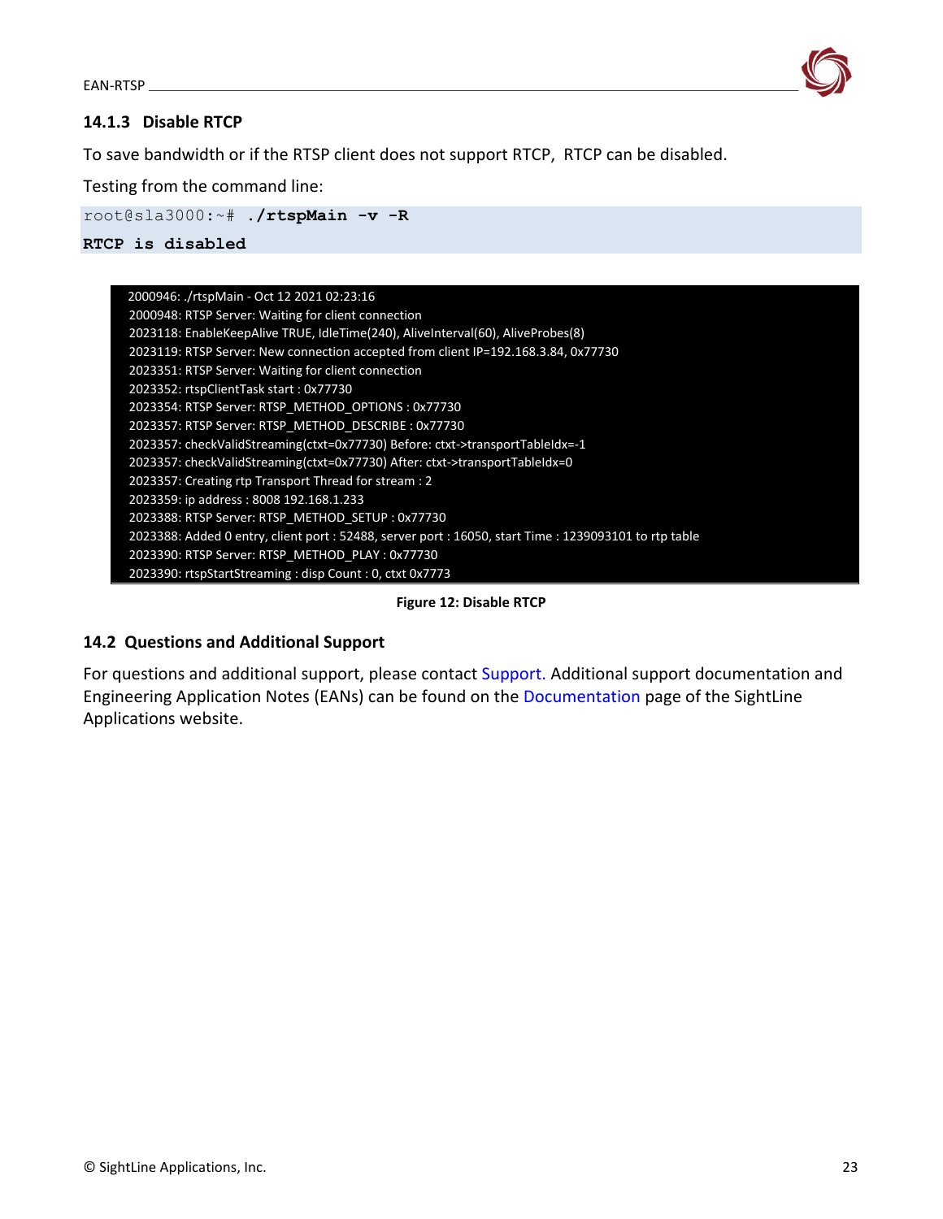### 14.1.3 Disable RTCP

To save bandwidth or if the RTSP client does not support RTCP, RTCP can be disabled.

Testing from the command line:

```
root@sla3000:~# ./rtspMain -v -R
RTCP is disabled
```

```
2000946: ./rtspMain - Oct 12 2021 02:23:16
2000948: RTSP Server: Waiting for client connection
2023118: EnableKeepAlive TRUE, IdleTime(240), AliveInterval(60), AliveProbes(8)
2023119: RTSP Server: New connection accepted from client IP=192.168.3.84, 0x77730
2023351: RTSP Server: Waiting for client connection
2023352: rtspClientTask start : 0x77730
2023354: RTSP Server: RTSP_METHOD_OPTIONS : 0x77730
2023357: RTSP Server: RTSP_METHOD_DESCRIBE : 0x77730
2023357: checkValidStreaming(ctxt=0x77730) Before: ctxt->transportTableIdx=-1
2023357: checkValidStreaming(ctxt=0x77730) After: ctxt->transportTableIdx=0
2023357: Creating rtp Transport Thread for stream : 2
2023359: ip address : 8008 192.168.1.233
2023388: RTSP Server: RTSP_METHOD_SETUP : 0x77730
2023388: Added 0 entry, client port : 52488, server port : 16050, start Time : 1239093101 to rtp table
2023390: RTSP Server: RTSP_METHOD_PLAY : 0x77730
2023390: rtspStartStreaming : disp Count : 0, ctxt 0x7773
```

**Figure 12: Disable RTCP**

## 14.2 Questions and Additional Support

For questions and additional support, please contact Support. Additional support documentation and Engineering Application Notes (EANs) can be found on the Documentation page of the SightLine Applications website.